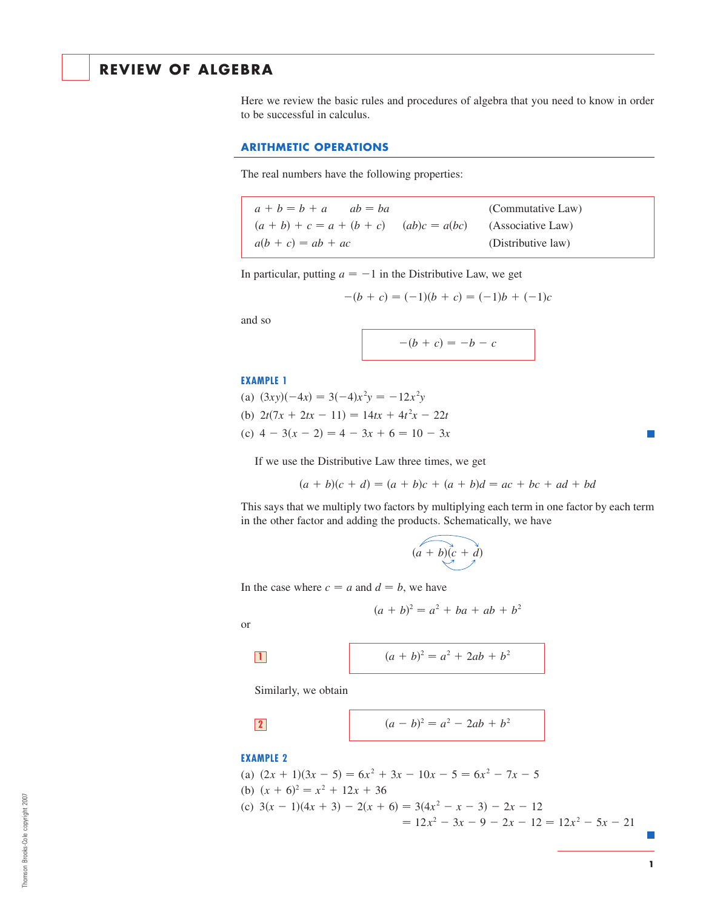# REVIEW OF ALGEBRA

Here we review the basic rules and procedures of algebra that you need to know in order to be successful in calculus.

## ARITHMETIC OPERATIONS

The real numbers have the following properties:

| | | |
|---|---|---|
| $a + b = b + a$ | $ab = ba$ | (Commutative Law) |
| $(a + b) + c = a + (b + c)$ | $(ab)c = a(bc)$ | (Associative Law) |
| $a(b + c) = ab + ac$ | | (Distributive law) |

In particular, putting $a = -1$ in the Distributive Law, we get

$$-(b + c) = (-1)(b + c) = (-1)b + (-1)c$$

and so

$$-(b + c) = -b - c$$

**EXAMPLE 1**

(a) $(3xy)(-4x) = 3(-4)x^2y = -12x^2y$

(b) $2t(7x + 2tx - 11) = 14tx + 4t^2x - 22t$

(c) $4 - 3(x - 2) = 4 - 3x + 6 = 10 - 3x$

If we use the Distributive Law three times, we get

$$(a + b)(c + d) = (a + b)c + (a + b)d = ac + bc + ad + bd$$

This says that we multiply two factors by multiplying each term in one factor by each term in the other factor and adding the products. Schematically, we have

$$(a + b)(c + d)$$

In the case where $c = a$ and $d = b$, we have

$$(a + b)^2 = a^2 + ba + ab + b^2$$

or

**1** $$(a + b)^2 = a^2 + 2ab + b^2$$

Similarly, we obtain

**2** $$(a - b)^2 = a^2 - 2ab + b^2$$

**EXAMPLE 2**

(a) $(2x + 1)(3x - 5) = 6x^2 + 3x - 10x - 5 = 6x^2 - 7x - 5$

(b) $(x + 6)^2 = x^2 + 12x + 36$

(c) $3(x - 1)(4x + 3) - 2(x + 6) = 3(4x^2 - x - 3) - 2x - 12$

$$= 12x^2 - 3x - 9 - 2x - 12 = 12x^2 - 5x - 21$$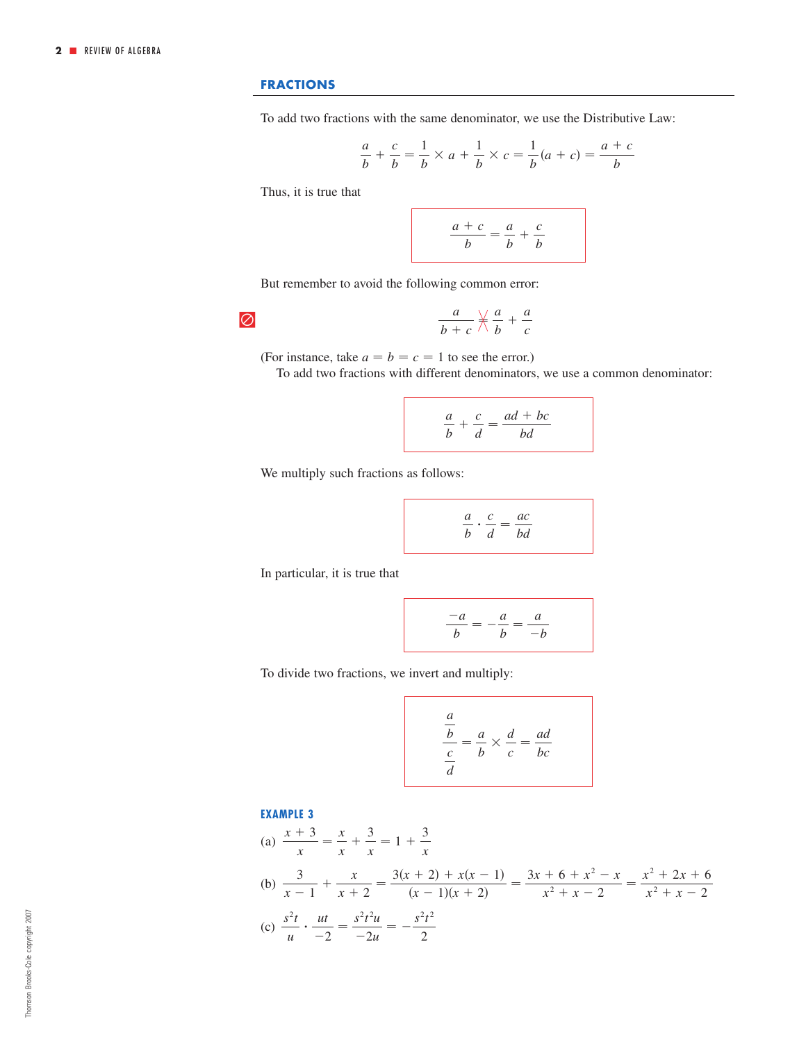## FRACTIONS

To add two fractions with the same denominator, we use the Distributive Law:

$$\frac{a}{b} + \frac{c}{b} = \frac{1}{b} \times a + \frac{1}{b} \times c = \frac{1}{b}(a + c) = \frac{a + c}{b}$$

Thus, it is true that

$$\frac{a + c}{b} = \frac{a}{b} + \frac{c}{b}$$

But remember to avoid the following common error:

$$\frac{a}{b + c} \neq \frac{a}{b} + \frac{a}{c}$$

(For instance, take $a = b = c = 1$ to see the error.)

To add two fractions with different denominators, we use a common denominator:

$$\frac{a}{b} + \frac{c}{d} = \frac{ad + bc}{bd}$$

We multiply such fractions as follows:

$$\frac{a}{b} \cdot \frac{c}{d} = \frac{ac}{bd}$$

In particular, it is true that

$$\frac{-a}{b} = -\frac{a}{b} = \frac{a}{-b}$$

To divide two fractions, we invert and multiply:

$$\frac{\frac{a}{b}}{\frac{c}{d}} = \frac{a}{b} \times \frac{d}{c} = \frac{ad}{bc}$$

**EXAMPLE 3**

(a) $\dfrac{x + 3}{x} = \dfrac{x}{x} + \dfrac{3}{x} = 1 + \dfrac{3}{x}$

(b) $\dfrac{3}{x - 1} + \dfrac{x}{x + 2} = \dfrac{3(x + 2) + x(x - 1)}{(x - 1)(x + 2)} = \dfrac{3x + 6 + x^2 - x}{x^2 + x - 2} = \dfrac{x^2 + 2x + 6}{x^2 + x - 2}$

(c) $\dfrac{s^2t}{u} \cdot \dfrac{ut}{-2} = \dfrac{s^2t^2u}{-2u} = -\dfrac{s^2t^2}{2}$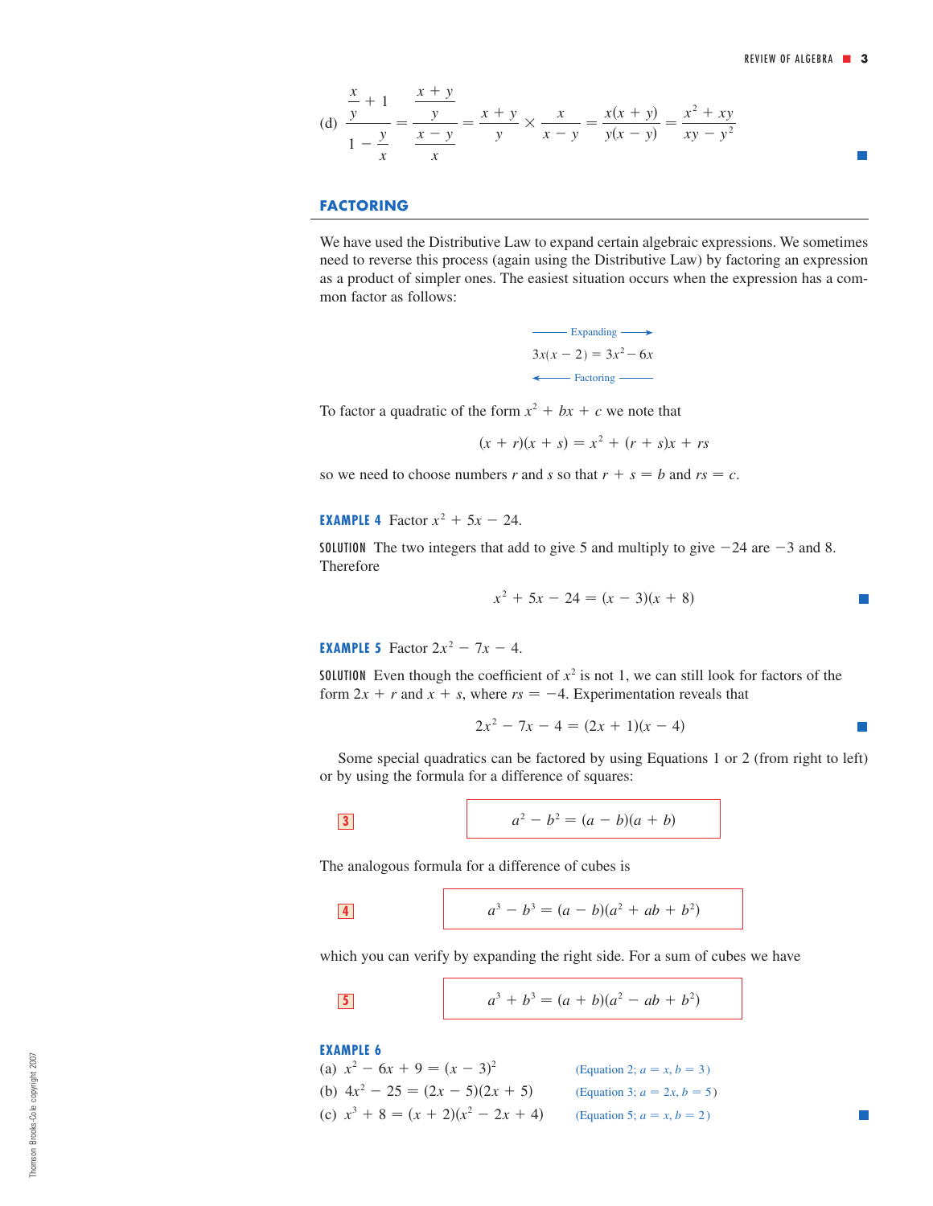(d) $$\frac{\frac{x}{y}+1}{1-\frac{y}{x}} = \frac{\frac{x+y}{y}}{\frac{x-y}{x}} = \frac{x+y}{y} \times \frac{x}{x-y} = \frac{x(x+y)}{y(x-y)} = \frac{x^2+xy}{xy-y^2}$$

## FACTORING

We have used the Distributive Law to expand certain algebraic expressions. We sometimes need to reverse this process (again using the Distributive Law) by factoring an expression as a product of simpler ones. The easiest situation occurs when the expression has a common factor as follows:

$$\xrightarrow{\text{Expanding}}$$
$$3x(x-2) = 3x^2 - 6x$$
$$\xleftarrow{\text{Factoring}}$$

To factor a quadratic of the form $x^2 + bx + c$ we note that

$$(x+r)(x+s) = x^2 + (r+s)x + rs$$

so we need to choose numbers $r$ and $s$ so that $r + s = b$ and $rs = c$.

**EXAMPLE 4** Factor $x^2 + 5x - 24$.

SOLUTION The two integers that add to give 5 and multiply to give $-24$ are $-3$ and 8. Therefore

$$x^2 + 5x - 24 = (x-3)(x+8)$$

**EXAMPLE 5** Factor $2x^2 - 7x - 4$.

SOLUTION Even though the coefficient of $x^2$ is not 1, we can still look for factors of the form $2x + r$ and $x + s$, where $rs = -4$. Experimentation reveals that

$$2x^2 - 7x - 4 = (2x+1)(x-4)$$

Some special quadratics can be factored by using Equations 1 or 2 (from right to left) or by using the formula for a difference of squares:

**3** $$a^2 - b^2 = (a-b)(a+b)$$

The analogous formula for a difference of cubes is

**4** $$a^3 - b^3 = (a-b)(a^2 + ab + b^2)$$

which you can verify by expanding the right side. For a sum of cubes we have

**5** $$a^3 + b^3 = (a+b)(a^2 - ab + b^2)$$

**EXAMPLE 6**

(a) $x^2 - 6x + 9 = (x-3)^2$ (Equation 2; $a = x, b = 3$)

(b) $4x^2 - 25 = (2x-5)(2x+5)$ (Equation 3; $a = 2x, b = 5$)

(c) $x^3 + 8 = (x+2)(x^2 - 2x + 4)$ (Equation 5; $a = x, b = 2$)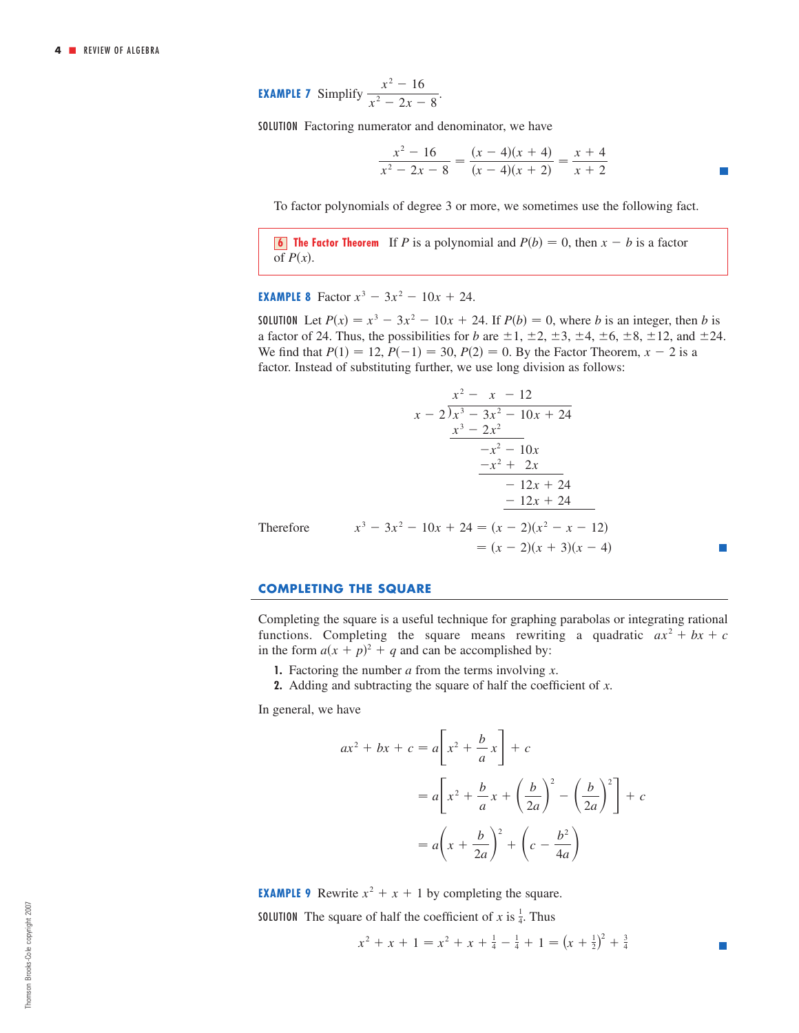**EXAMPLE 7** Simplify $\dfrac{x^2 - 16}{x^2 - 2x - 8}$.

SOLUTION Factoring numerator and denominator, we have

$$\frac{x^2 - 16}{x^2 - 2x - 8} = \frac{(x - 4)(x + 4)}{(x - 4)(x + 2)} = \frac{x + 4}{x + 2}$$

To factor polynomials of degree 3 or more, we sometimes use the following fact.

> **6 The Factor Theorem** If $P$ is a polynomial and $P(b) = 0$, then $x - b$ is a factor of $P(x)$.

**EXAMPLE 8** Factor $x^3 - 3x^2 - 10x + 24$.

SOLUTION Let $P(x) = x^3 - 3x^2 - 10x + 24$. If $P(b) = 0$, where $b$ is an integer, then $b$ is a factor of 24. Thus, the possibilities for $b$ are $\pm 1, \pm 2, \pm 3, \pm 4, \pm 6, \pm 8, \pm 12$, and $\pm 24$. We find that $P(1) = 12$, $P(-1) = 30$, $P(2) = 0$. By the Factor Theorem, $x - 2$ is a factor. Instead of substituting further, we use long division as follows:

$$\begin{array}{r}
x^2 - \phantom{2}x - 12 \phantom{+24} \\
x - 2 \overline{\big)\, x^3 - 3x^2 - 10x + 24} \\
\underline{x^3 - 2x^2} \phantom{- 10x + 24} \\
-x^2 - 10x \phantom{+24} \\
\underline{-x^2 + \phantom{1}2x} \phantom{+24} \\
-12x + 24 \\
\underline{-12x + 24}
\end{array}$$

Therefore
$$\begin{aligned}
x^3 - 3x^2 - 10x + 24 &= (x - 2)(x^2 - x - 12) \\
&= (x - 2)(x + 3)(x - 4)
\end{aligned}$$

## COMPLETING THE SQUARE

Completing the square is a useful technique for graphing parabolas or integrating rational functions. Completing the square means rewriting a quadratic $ax^2 + bx + c$ in the form $a(x + p)^2 + q$ and can be accomplished by:

1. Factoring the number $a$ from the terms involving $x$.
2. Adding and subtracting the square of half the coefficient of $x$.

In general, we have

$$\begin{aligned}
ax^2 + bx + c &= a\left[x^2 + \frac{b}{a}x\right] + c \\
&= a\left[x^2 + \frac{b}{a}x + \left(\frac{b}{2a}\right)^2 - \left(\frac{b}{2a}\right)^2\right] + c \\
&= a\left(x + \frac{b}{2a}\right)^2 + \left(c - \frac{b^2}{4a}\right)
\end{aligned}$$

**EXAMPLE 9** Rewrite $x^2 + x + 1$ by completing the square.

SOLUTION The square of half the coefficient of $x$ is $\frac{1}{4}$. Thus

$$x^2 + x + 1 = x^2 + x + \tfrac{1}{4} - \tfrac{1}{4} + 1 = \left(x + \tfrac{1}{2}\right)^2 + \tfrac{3}{4}$$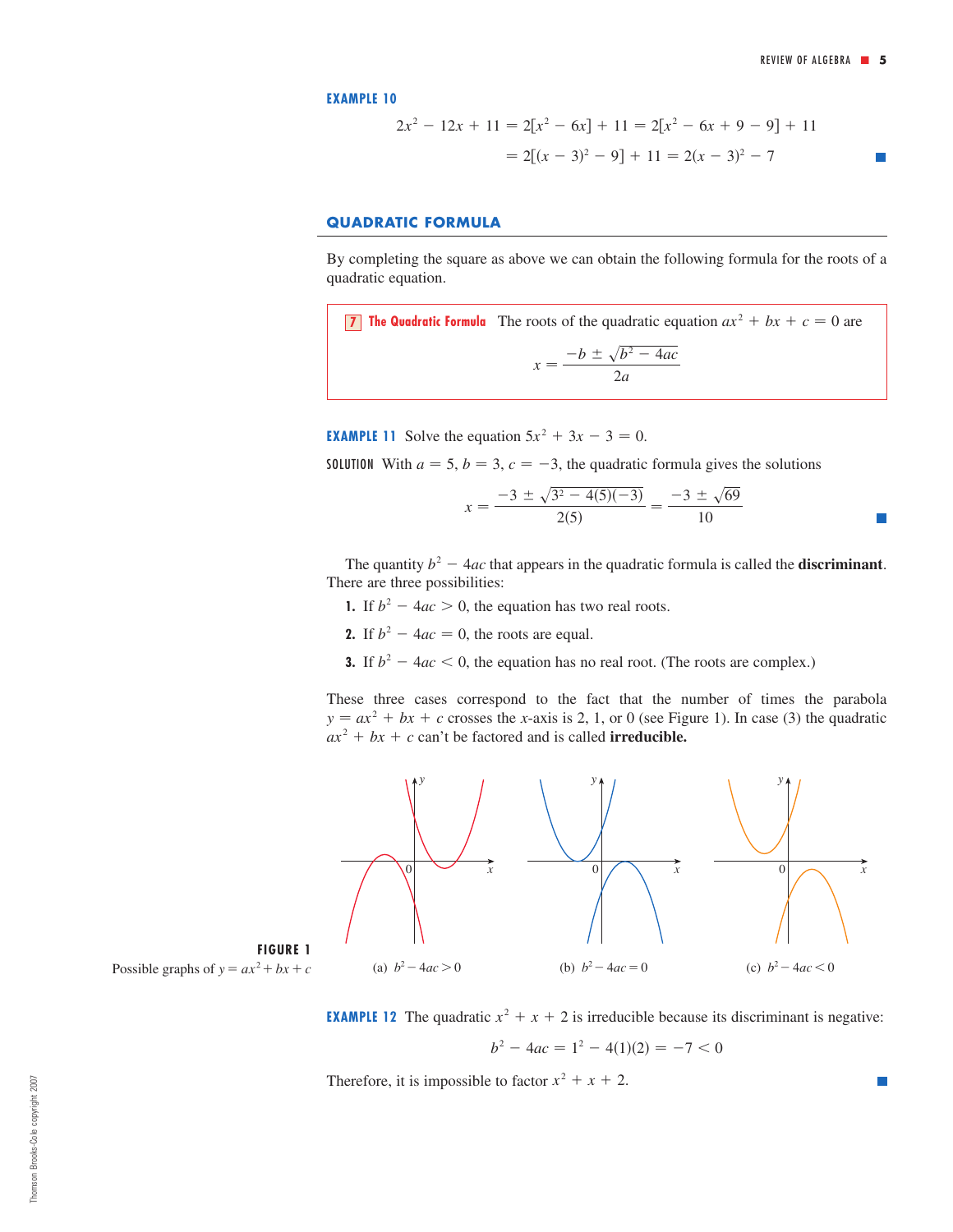**EXAMPLE 10**

$$2x^2 - 12x + 11 = 2[x^2 - 6x] + 11 = 2[x^2 - 6x + 9 - 9] + 11$$
$$= 2[(x-3)^2 - 9] + 11 = 2(x-3)^2 - 7$$

## QUADRATIC FORMULA

By completing the square as above we can obtain the following formula for the roots of a quadratic equation.

> **7 The Quadratic Formula** The roots of the quadratic equation $ax^2 + bx + c = 0$ are
>
> $$x = \frac{-b \pm \sqrt{b^2 - 4ac}}{2a}$$

**EXAMPLE 11** Solve the equation $5x^2 + 3x - 3 = 0$.

SOLUTION With $a = 5$, $b = 3$, $c = -3$, the quadratic formula gives the solutions

$$x = \frac{-3 \pm \sqrt{3^2 - 4(5)(-3)}}{2(5)} = \frac{-3 \pm \sqrt{69}}{10}$$

The quantity $b^2 - 4ac$ that appears in the quadratic formula is called the **discriminant**. There are three possibilities:

1. If $b^2 - 4ac > 0$, the equation has two real roots.
2. If $b^2 - 4ac = 0$, the roots are equal.
3. If $b^2 - 4ac < 0$, the equation has no real root. (The roots are complex.)

These three cases correspond to the fact that the number of times the parabola $y = ax^2 + bx + c$ crosses the $x$-axis is 2, 1, or 0 (see Figure 1). In case (3) the quadratic $ax^2 + bx + c$ can't be factored and is called **irreducible.**

(a) $b^2 - 4ac > 0$ (b) $b^2 - 4ac = 0$ (c) $b^2 - 4ac < 0$

**FIGURE 1**
Possible graphs of $y = ax^2 + bx + c$

**EXAMPLE 12** The quadratic $x^2 + x + 2$ is irreducible because its discriminant is negative:

$$b^2 - 4ac = 1^2 - 4(1)(2) = -7 < 0$$

Therefore, it is impossible to factor $x^2 + x + 2$.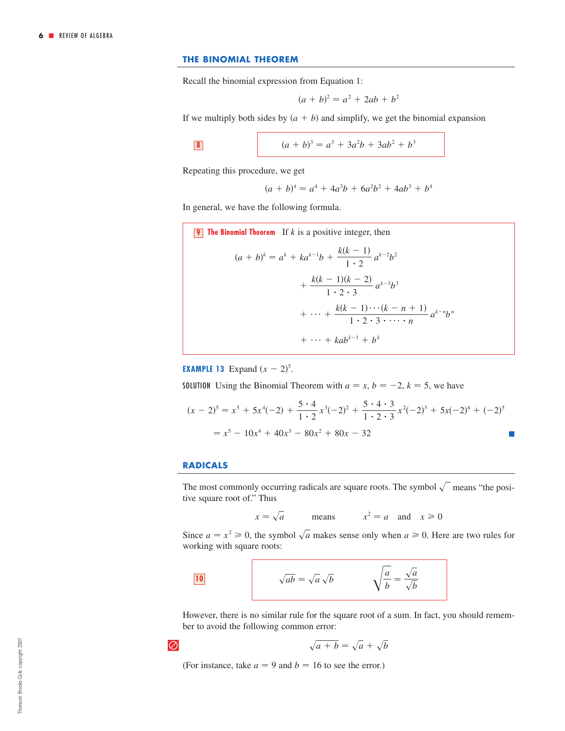## THE BINOMIAL THEOREM

Recall the binomial expression from Equation 1:

$$(a + b)^2 = a^2 + 2ab + b^2$$

If we multiply both sides by $(a + b)$ and simplify, we get the binomial expansion

**8**

$$(a + b)^3 = a^3 + 3a^2b + 3ab^2 + b^3$$

Repeating this procedure, we get

$$(a + b)^4 = a^4 + 4a^3b + 6a^2b^2 + 4ab^3 + b^4$$

In general, we have the following formula.

**9 The Binomial Theorem** If $k$ is a positive integer, then

$$\begin{aligned}(a + b)^k = a^k + ka^{k-1}b &+ \frac{k(k-1)}{1 \cdot 2} a^{k-2}b^2 \\ &+ \frac{k(k-1)(k-2)}{1 \cdot 2 \cdot 3} a^{k-3}b^3 \\ &+ \cdots + \frac{k(k-1)\cdots(k-n+1)}{1 \cdot 2 \cdot 3 \cdot \cdots \cdot n} a^{k-n}b^n \\ &+ \cdots + kab^{k-1} + b^k\end{aligned}$$

**EXAMPLE 13** Expand $(x - 2)^5$.

**SOLUTION** Using the Binomial Theorem with $a = x$, $b = -2$, $k = 5$, we have

$$\begin{aligned}(x - 2)^5 &= x^5 + 5x^4(-2) + \frac{5 \cdot 4}{1 \cdot 2} x^3(-2)^2 + \frac{5 \cdot 4 \cdot 3}{1 \cdot 2 \cdot 3} x^2(-2)^3 + 5x(-2)^4 + (-2)^5 \\ &= x^5 - 10x^4 + 40x^3 - 80x^2 + 80x - 32\end{aligned}$$

## RADICALS

The most commonly occurring radicals are square roots. The symbol $\sqrt{\ }$ means "the positive square root of." Thus

$$x = \sqrt{a} \qquad \text{means} \qquad x^2 = a \quad \text{and} \quad x \geqslant 0$$

Since $a = x^2 \geqslant 0$, the symbol $\sqrt{a}$ makes sense only when $a \geqslant 0$. Here are two rules for working with square roots:

**10**

$$\sqrt{ab} = \sqrt{a}\,\sqrt{b} \qquad\qquad \sqrt{\frac{a}{b}} = \frac{\sqrt{a}}{\sqrt{b}}$$

However, there is no similar rule for the square root of a sum. In fact, you should remember to avoid the following common error:

$$\sqrt{a + b} = \sqrt{a} + \sqrt{b}$$

(For instance, take $a = 9$ and $b = 16$ to see the error.)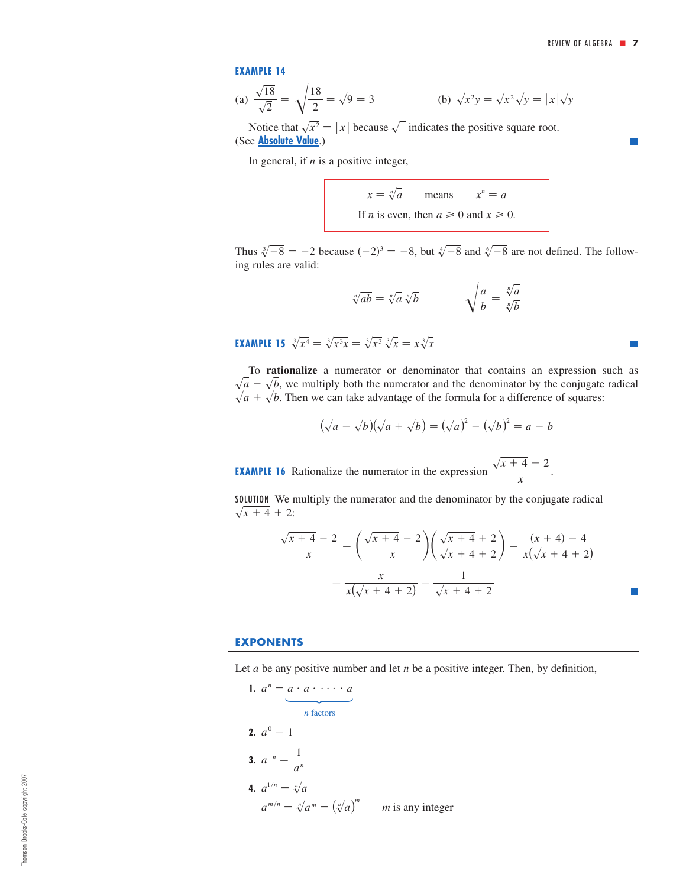**EXAMPLE 14**

(a) $\dfrac{\sqrt{18}}{\sqrt{2}} = \sqrt{\dfrac{18}{2}} = \sqrt{9} = 3$ (b) $\sqrt{x^2 y} = \sqrt{x^2}\sqrt{y} = |x|\sqrt{y}$

Notice that $\sqrt{x^2} = |x|$ because $\sqrt{\phantom{x}}$ indicates the positive square root. (See **Absolute Value**.) ■

In general, if $n$ is a positive integer,

> $x = \sqrt[n]{a}$ means $x^n = a$
>
> If $n$ is even, then $a \geqslant 0$ and $x \geqslant 0$.

Thus $\sqrt[3]{-8} = -2$ because $(-2)^3 = -8$, but $\sqrt[4]{-8}$ and $\sqrt[6]{-8}$ are not defined. The following rules are valid:

$$\sqrt[n]{ab} = \sqrt[n]{a}\,\sqrt[n]{b} \qquad \sqrt[n]{\frac{a}{b}} = \frac{\sqrt[n]{a}}{\sqrt[n]{b}}$$

**EXAMPLE 15** $\sqrt[3]{x^4} = \sqrt[3]{x^3 x} = \sqrt[3]{x^3}\,\sqrt[3]{x} = x\sqrt[3]{x}$ ■

To **rationalize** a numerator or denominator that contains an expression such as $\sqrt{a} - \sqrt{b}$, we multiply both the numerator and the denominator by the conjugate radical $\sqrt{a} + \sqrt{b}$. Then we can take advantage of the formula for a difference of squares:

$$\left(\sqrt{a} - \sqrt{b}\right)\left(\sqrt{a} + \sqrt{b}\right) = \left(\sqrt{a}\right)^2 - \left(\sqrt{b}\right)^2 = a - b$$

**EXAMPLE 16** Rationalize the numerator in the expression $\dfrac{\sqrt{x+4} - 2}{x}$.

SOLUTION We multiply the numerator and the denominator by the conjugate radical $\sqrt{x+4} + 2$:

$$\frac{\sqrt{x+4} - 2}{x} = \left(\frac{\sqrt{x+4} - 2}{x}\right)\left(\frac{\sqrt{x+4} + 2}{\sqrt{x+4} + 2}\right) = \frac{(x+4) - 4}{x\left(\sqrt{x+4} + 2\right)}$$

$$= \frac{x}{x\left(\sqrt{x+4} + 2\right)} = \frac{1}{\sqrt{x+4} + 2}$$

■

## EXPONENTS

Let $a$ be any positive number and let $n$ be a positive integer. Then, by definition,

**1.** $a^n = \underbrace{a \cdot a \cdot \cdots \cdot a}_{n \text{ factors}}$

**2.** $a^0 = 1$

**3.** $a^{-n} = \dfrac{1}{a^n}$

**4.** $a^{1/n} = \sqrt[n]{a}$

$a^{m/n} = \sqrt[n]{a^m} = \left(\sqrt[n]{a}\right)^m$ $m$ is any integer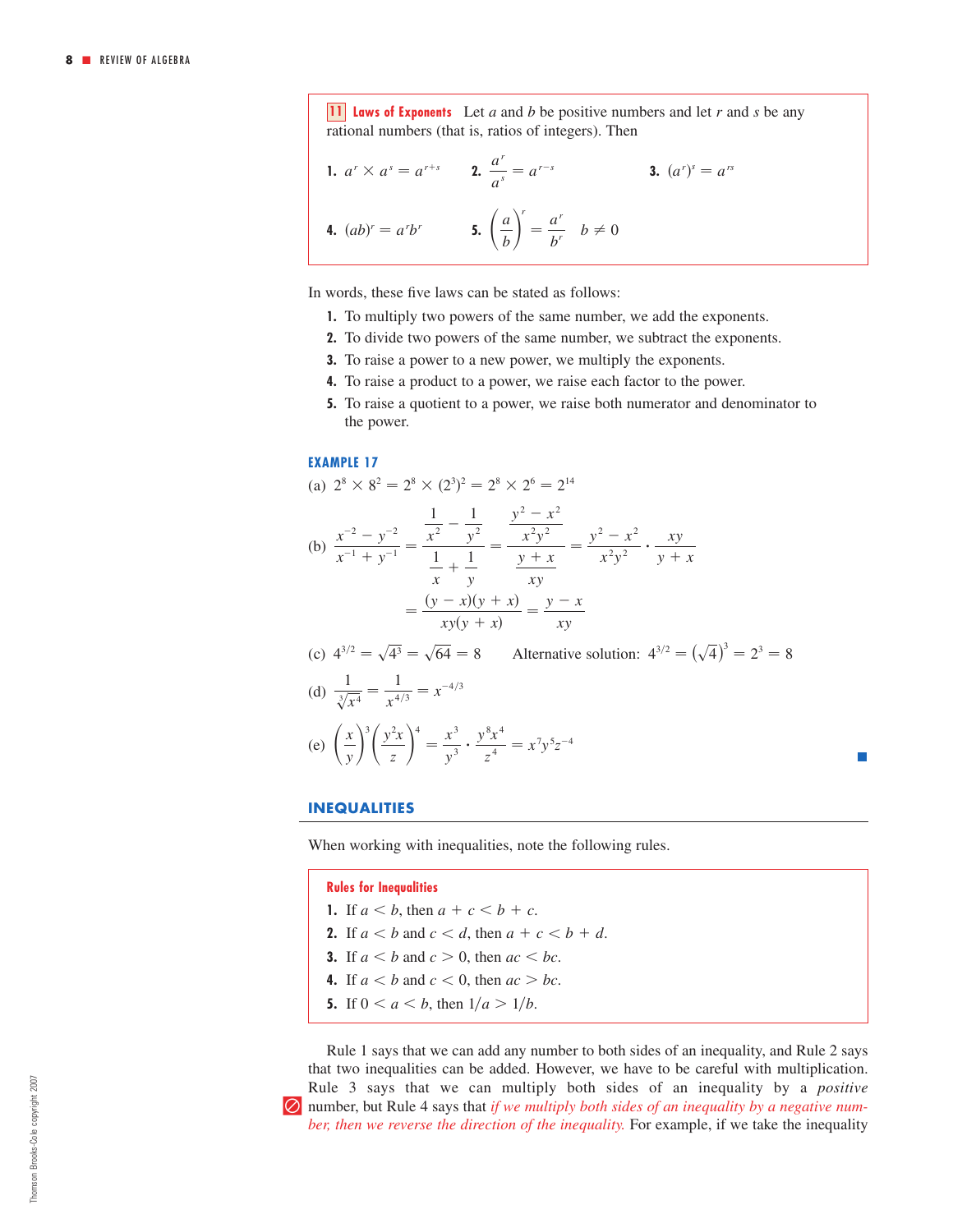**11 Laws of Exponents** Let $a$ and $b$ be positive numbers and let $r$ and $s$ be any rational numbers (that is, ratios of integers). Then

1. $a^r \times a^s = a^{r+s}$
2. $\dfrac{a^r}{a^s} = a^{r-s}$
3. $(a^r)^s = a^{rs}$
4. $(ab)^r = a^r b^r$
5. $\left(\dfrac{a}{b}\right)^r = \dfrac{a^r}{b^r} \quad b \neq 0$

In words, these five laws can be stated as follows:

1. To multiply two powers of the same number, we add the exponents.
2. To divide two powers of the same number, we subtract the exponents.
3. To raise a power to a new power, we multiply the exponents.
4. To raise a product to a power, we raise each factor to the power.
5. To raise a quotient to a power, we raise both numerator and denominator to the power.

### EXAMPLE 17

(a) $2^8 \times 8^2 = 2^8 \times (2^3)^2 = 2^8 \times 2^6 = 2^{14}$

(b)
$$\frac{x^{-2} - y^{-2}}{x^{-1} + y^{-1}} = \frac{\dfrac{1}{x^2} - \dfrac{1}{y^2}}{\dfrac{1}{x} + \dfrac{1}{y}} = \frac{\dfrac{y^2 - x^2}{x^2y^2}}{\dfrac{y + x}{xy}} = \frac{y^2 - x^2}{x^2y^2} \cdot \frac{xy}{y + x}$$
$$= \frac{(y - x)(y + x)}{xy(y + x)} = \frac{y - x}{xy}$$

(c) $4^{3/2} = \sqrt{4^3} = \sqrt{64} = 8 \qquad$ Alternative solution: $4^{3/2} = \left(\sqrt{4}\right)^3 = 2^3 = 8$

(d) $\dfrac{1}{\sqrt[3]{x^4}} = \dfrac{1}{x^{4/3}} = x^{-4/3}$

(e) $\left(\dfrac{x}{y}\right)^3 \left(\dfrac{y^2x}{z}\right)^4 = \dfrac{x^3}{y^3} \cdot \dfrac{y^8x^4}{z^4} = x^7y^5z^{-4}$

## INEQUALITIES

When working with inequalities, note the following rules.

**Rules for Inequalities**

1. If $a < b$, then $a + c < b + c$.
2. If $a < b$ and $c < d$, then $a + c < b + d$.
3. If $a < b$ and $c > 0$, then $ac < bc$.
4. If $a < b$ and $c < 0$, then $ac > bc$.
5. If $0 < a < b$, then $1/a > 1/b$.

Rule 1 says that we can add any number to both sides of an inequality, and Rule 2 says that two inequalities can be added. However, we have to be careful with multiplication. Rule 3 says that we can multiply both sides of an inequality by a *positive* number, but Rule 4 says that *if we multiply both sides of an inequality by a negative number, then we reverse the direction of the inequality.* For example, if we take the inequality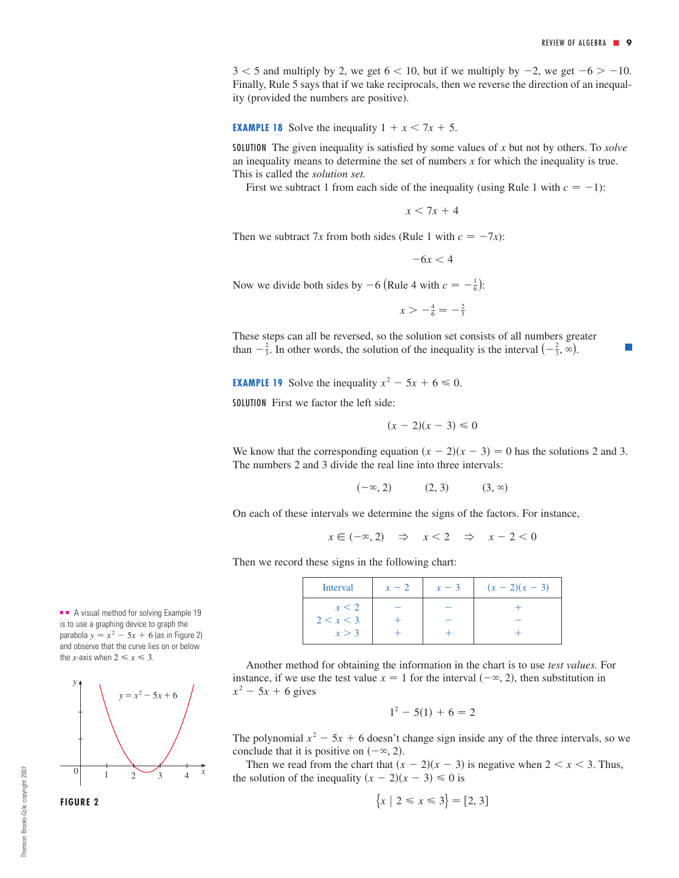$3 < 5$ and multiply by 2, we get $6 < 10$, but if we multiply by $-2$, we get $-6 > -10$. Finally, Rule 5 says that if we take reciprocals, then we reverse the direction of an inequality (provided the numbers are positive).

**EXAMPLE 18** Solve the inequality $1 + x < 7x + 5$.

SOLUTION The given inequality is satisfied by some values of $x$ but not by others. To *solve* an inequality means to determine the set of numbers $x$ for which the inequality is true. This is called the *solution set.*

First we subtract 1 from each side of the inequality (using Rule 1 with $c = -1$):

$$x < 7x + 4$$

Then we subtract $7x$ from both sides (Rule 1 with $c = -7x$):

$$-6x < 4$$

Now we divide both sides by $-6$ (Rule 4 with $c = -\frac{1}{6}$):

$$x > -\tfrac{4}{6} = -\tfrac{2}{3}$$

These steps can all be reversed, so the solution set consists of all numbers greater than $-\frac{2}{3}$. In other words, the solution of the inequality is the interval $\left(-\frac{2}{3}, \infty\right)$.

**EXAMPLE 19** Solve the inequality $x^2 - 5x + 6 \leqslant 0$.

SOLUTION First we factor the left side:

$$(x - 2)(x - 3) \leqslant 0$$

We know that the corresponding equation $(x - 2)(x - 3) = 0$ has the solutions 2 and 3. The numbers 2 and 3 divide the real line into three intervals:

$$(-\infty, 2) \qquad (2, 3) \qquad (3, \infty)$$

On each of these intervals we determine the signs of the factors. For instance,

$$x \in (-\infty, 2) \quad \Rightarrow \quad x < 2 \quad \Rightarrow \quad x - 2 < 0$$

Then we record these signs in the following chart:

| Interval | $x - 2$ | $x - 3$ | $(x - 2)(x - 3)$ |
|---|---|---|---|
| $x < 2$ | $-$ | $-$ | $+$ |
| $2 < x < 3$ | $+$ | $-$ | $-$ |
| $x > 3$ | $+$ | $+$ | $+$ |

A visual method for solving Example 19 is to use a graphing device to graph the parabola $y = x^2 - 5x + 6$ (as in Figure 2) and observe that the curve lies on or below the $x$-axis when $2 \leqslant x \leqslant 3$.

FIGURE 2

Another method for obtaining the information in the chart is to use *test values.* For instance, if we use the test value $x = 1$ for the interval $(-\infty, 2)$, then substitution in $x^2 - 5x + 6$ gives

$$1^2 - 5(1) + 6 = 2$$

The polynomial $x^2 - 5x + 6$ doesn't change sign inside any of the three intervals, so we conclude that it is positive on $(-\infty, 2)$.

Then we read from the chart that $(x - 2)(x - 3)$ is negative when $2 < x < 3$. Thus, the solution of the inequality $(x - 2)(x - 3) \leqslant 0$ is

$$\{x \mid 2 \leqslant x \leqslant 3\} = [2, 3]$$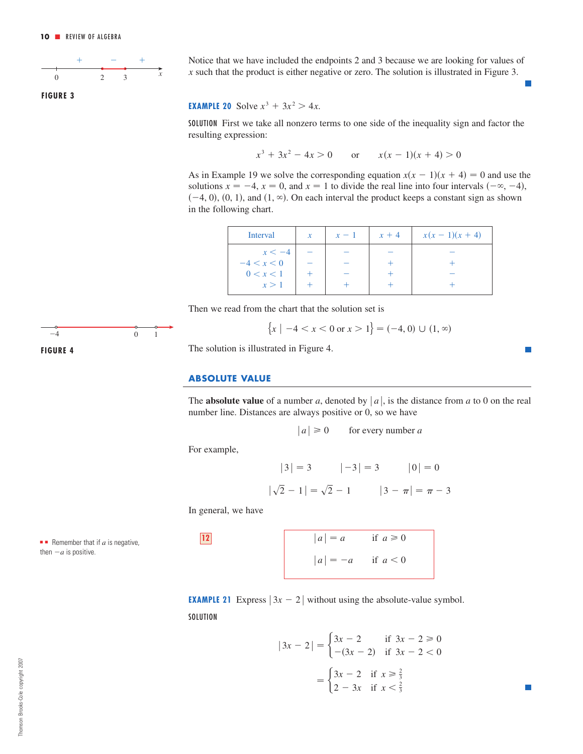Notice that we have included the endpoints 2 and 3 because we are looking for values of $x$ such that the product is either negative or zero. The solution is illustrated in Figure 3. ■

FIGURE 3

**EXAMPLE 20** Solve $x^3 + 3x^2 > 4x$.

SOLUTION First we take all nonzero terms to one side of the inequality sign and factor the resulting expression:

$$x^3 + 3x^2 - 4x > 0 \qquad \text{or} \qquad x(x - 1)(x + 4) > 0$$

As in Example 19 we solve the corresponding equation $x(x - 1)(x + 4) = 0$ and use the solutions $x = -4$, $x = 0$, and $x = 1$ to divide the real line into four intervals $(-\infty, -4)$, $(-4, 0)$, $(0, 1)$, and $(1, \infty)$. On each interval the product keeps a constant sign as shown in the following chart.

| Interval | $x$ | $x - 1$ | $x + 4$ | $x(x - 1)(x + 4)$ |
|---|---|---|---|---|
| $x < -4$ | − | − | − | − |
| $-4 < x < 0$ | − | − | + | + |
| $0 < x < 1$ | + | − | + | − |
| $x > 1$ | + | + | + | + |

Then we read from the chart that the solution set is

$$\{x \mid -4 < x < 0 \text{ or } x > 1\} = (-4, 0) \cup (1, \infty)$$

The solution is illustrated in Figure 4. ■

FIGURE 4

## ABSOLUTE VALUE

The **absolute value** of a number $a$, denoted by $|a|$, is the distance from $a$ to 0 on the real number line. Distances are always positive or 0, so we have

$$|a| \geqslant 0 \qquad \text{for every number } a$$

For example,

$$|3| = 3 \qquad |-3| = 3 \qquad |0| = 0$$

$$|\sqrt{2} - 1| = \sqrt{2} - 1 \qquad |3 - \pi| = \pi - 3$$

In general, we have

**12**

$$|a| = a \qquad \text{if } a \geqslant 0$$

$$|a| = -a \qquad \text{if } a < 0$$

Remember that if $a$ is negative, then $-a$ is positive.

**EXAMPLE 21** Express $|3x - 2|$ without using the absolute-value symbol.

SOLUTION

$$|3x - 2| = \begin{cases} 3x - 2 & \text{if } 3x - 2 \geqslant 0 \\ -(3x - 2) & \text{if } 3x - 2 < 0 \end{cases}$$

$$= \begin{cases} 3x - 2 & \text{if } x \geqslant \frac{2}{3} \\ 2 - 3x & \text{if } x < \frac{2}{3} \end{cases}$$

■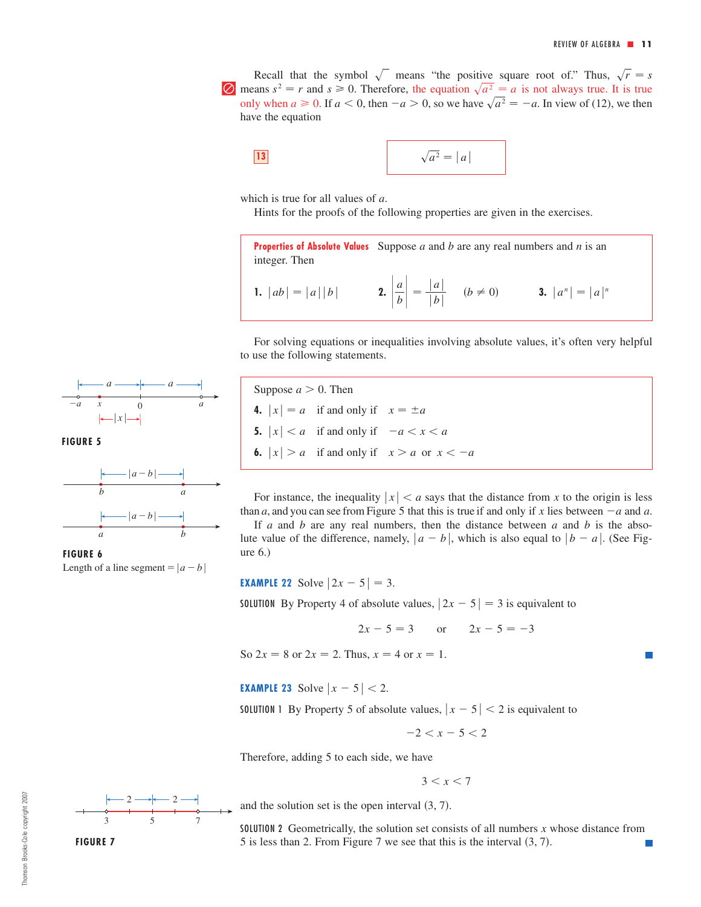Recall that the symbol $\sqrt{\phantom{x}}$ means "the positive square root of." Thus, $\sqrt{r} = s$ means $s^2 = r$ and $s \geqslant 0$. Therefore, the equation $\sqrt{a^2} = a$ is not always true. It is true only when $a \geqslant 0$. If $a < 0$, then $-a > 0$, so we have $\sqrt{a^2} = -a$. In view of (12), we then have the equation

**13**
$$\sqrt{a^2} = |a|$$

which is true for all values of $a$.

Hints for the proofs of the following properties are given in the exercises.

**Properties of Absolute Values** Suppose $a$ and $b$ are any real numbers and $n$ is an integer. Then

**1.** $|ab| = |a||b|$ **2.** $\left|\dfrac{a}{b}\right| = \dfrac{|a|}{|b|} \quad (b \neq 0)$ **3.** $|a^n| = |a|^n$

For solving equations or inequalities involving absolute values, it's often very helpful to use the following statements.

Suppose $a > 0$. Then

**4.** $|x| = a$ if and only if $x = \pm a$

**5.** $|x| < a$ if and only if $-a < x < a$

**6.** $|x| > a$ if and only if $x > a$ or $x < -a$

FIGURE 5

FIGURE 6
Length of a line segment $= |a - b|$

For instance, the inequality $|x| < a$ says that the distance from $x$ to the origin is less than $a$, and you can see from Figure 5 that this is true if and only if $x$ lies between $-a$ and $a$.

If $a$ and $b$ are any real numbers, then the distance between $a$ and $b$ is the absolute value of the difference, namely, $|a - b|$, which is also equal to $|b - a|$. (See Figure 6.)

**EXAMPLE 22** Solve $|2x - 5| = 3$.

SOLUTION By Property 4 of absolute values, $|2x - 5| = 3$ is equivalent to

$$2x - 5 = 3 \qquad \text{or} \qquad 2x - 5 = -3$$

So $2x = 8$ or $2x = 2$. Thus, $x = 4$ or $x = 1$. ■

**EXAMPLE 23** Solve $|x - 5| < 2$.

SOLUTION 1 By Property 5 of absolute values, $|x - 5| < 2$ is equivalent to

$$-2 < x - 5 < 2$$

Therefore, adding 5 to each side, we have

$$3 < x < 7$$

and the solution set is the open interval $(3, 7)$.

SOLUTION 2 Geometrically, the solution set consists of all numbers $x$ whose distance from 5 is less than 2. From Figure 7 we see that this is the interval $(3, 7)$. ■

FIGURE 7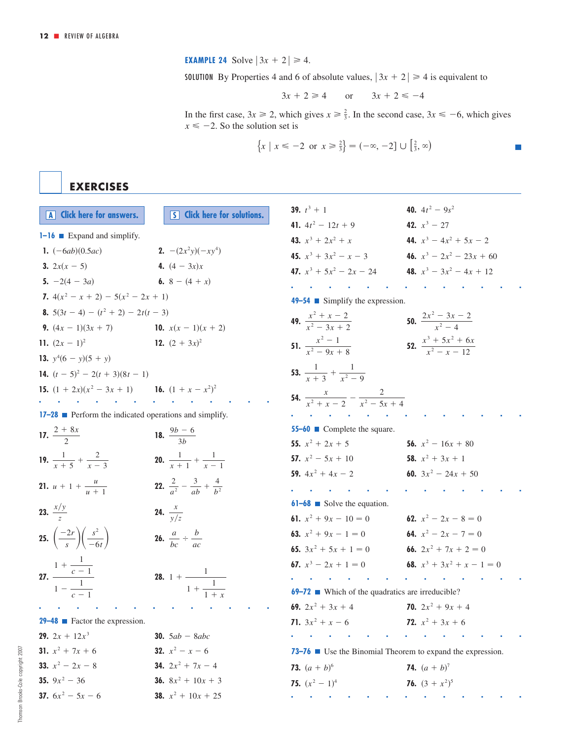**EXAMPLE 24** Solve $|3x + 2| \geqslant 4$.

SOLUTION By Properties 4 and 6 of absolute values, $|3x + 2| \geqslant 4$ is equivalent to

$$3x + 2 \geqslant 4 \qquad \text{or} \qquad 3x + 2 \leqslant -4$$

In the first case, $3x \geqslant 2$, which gives $x \geqslant \frac{2}{3}$. In the second case, $3x \leqslant -6$, which gives $x \leqslant -2$. So the solution set is

$$\left\{x \mid x \leqslant -2 \text{ or } x \geqslant \tfrac{2}{3}\right\} = (-\infty, -2] \cup \left[\tfrac{2}{3}, \infty\right)$$

## EXERCISES

A Click here for answers.

S Click here for solutions.

**1–16** ■ Expand and simplify.

1. $(-6ab)(0.5ac)$
2. $-(2x^2y)(-xy^4)$
3. $2x(x - 5)$
4. $(4 - 3x)x$
5. $-2(4 - 3a)$
6. $8 - (4 + x)$
7. $4(x^2 - x + 2) - 5(x^2 - 2x + 1)$
8. $5(3t - 4) - (t^2 + 2) - 2t(t - 3)$
9. $(4x - 1)(3x + 7)$
10. $x(x - 1)(x + 2)$
11. $(2x - 1)^2$
12. $(2 + 3x)^2$
13. $y^4(6 - y)(5 + y)$
14. $(t - 5)^2 - 2(t + 3)(8t - 1)$
15. $(1 + 2x)(x^2 - 3x + 1)$
16. $(1 + x - x^2)^2$

**17–28** ■ Perform the indicated operations and simplify.

17. $\dfrac{2 + 8x}{2}$
18. $\dfrac{9b - 6}{3b}$
19. $\dfrac{1}{x + 5} + \dfrac{2}{x - 3}$
20. $\dfrac{1}{x + 1} + \dfrac{1}{x - 1}$
21. $u + 1 + \dfrac{u}{u + 1}$
22. $\dfrac{2}{a^2} - \dfrac{3}{ab} + \dfrac{4}{b^2}$
23. $\dfrac{x/y}{z}$
24. $\dfrac{x}{y/z}$
25. $\left(\dfrac{-2r}{s}\right)\left(\dfrac{s^2}{-6t}\right)$
26. $\dfrac{a}{bc} \div \dfrac{b}{ac}$
27. $\dfrac{1 + \dfrac{1}{c - 1}}{1 - \dfrac{1}{c - 1}}$
28. $1 + \dfrac{1}{1 + \dfrac{1}{1 + x}}$

**29–48** ■ Factor the expression.

29. $2x + 12x^3$
30. $5ab - 8abc$
31. $x^2 + 7x + 6$
32. $x^2 - x - 6$
33. $x^2 - 2x - 8$
34. $2x^2 + 7x - 4$
35. $9x^2 - 36$
36. $8x^2 + 10x + 3$
37. $6x^2 - 5x - 6$
38. $x^2 + 10x + 25$
39. $t^3 + 1$
40. $4t^2 - 9s^2$
41. $4t^2 - 12t + 9$
42. $x^3 - 27$
43. $x^3 + 2x^2 + x$
44. $x^3 - 4x^2 + 5x - 2$
45. $x^3 + 3x^2 - x - 3$
46. $x^3 - 2x^2 - 23x + 60$
47. $x^3 + 5x^2 - 2x - 24$
48. $x^3 - 3x^2 - 4x + 12$

**49–54** ■ Simplify the expression.

49. $\dfrac{x^2 + x - 2}{x^2 - 3x + 2}$
50. $\dfrac{2x^2 - 3x - 2}{x^2 - 4}$
51. $\dfrac{x^2 - 1}{x^2 - 9x + 8}$
52. $\dfrac{x^3 + 5x^2 + 6x}{x^2 - x - 12}$
53. $\dfrac{1}{x + 3} + \dfrac{1}{x^2 - 9}$
54. $\dfrac{x}{x^2 + x - 2} - \dfrac{2}{x^2 - 5x + 4}$

**55–60** ■ Complete the square.

55. $x^2 + 2x + 5$
56. $x^2 - 16x + 80$
57. $x^2 - 5x + 10$
58. $x^2 + 3x + 1$
59. $4x^2 + 4x - 2$
60. $3x^2 - 24x + 50$

**61–68** ■ Solve the equation.

61. $x^2 + 9x - 10 = 0$
62. $x^2 - 2x - 8 = 0$
63. $x^2 + 9x - 1 = 0$
64. $x^2 - 2x - 7 = 0$
65. $3x^2 + 5x + 1 = 0$
66. $2x^2 + 7x + 2 = 0$
67. $x^3 - 2x + 1 = 0$
68. $x^3 + 3x^2 + x - 1 = 0$

**69–72** ■ Which of the quadratics are irreducible?

69. $2x^2 + 3x + 4$
70. $2x^2 + 9x + 4$
71. $3x^2 + x - 6$
72. $x^2 + 3x + 6$

**73–76** ■ Use the Binomial Theorem to expand the expression.

73. $(a + b)^6$
74. $(a + b)^7$
75. $(x^2 - 1)^4$
76. $(3 + x^2)^5$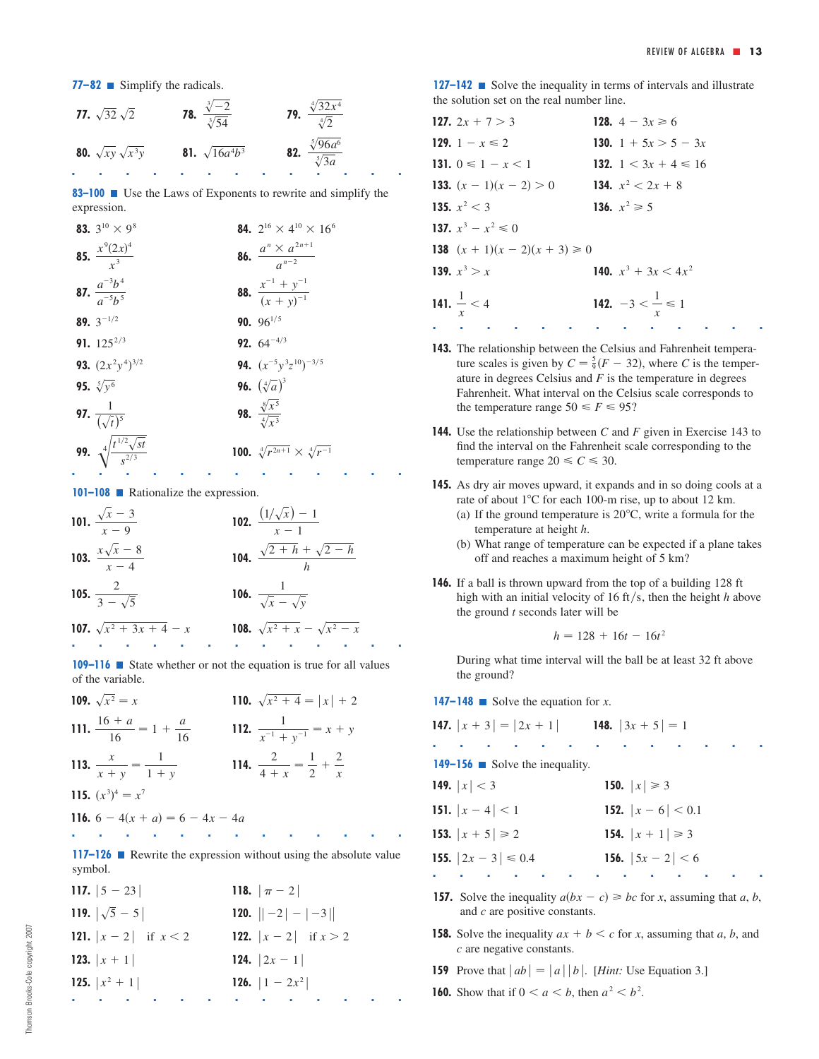**77–82** ■ Simplify the radicals.

**77.** $\sqrt{32}\sqrt{2}$ &nbsp;&nbsp;&nbsp; **78.** $\dfrac{\sqrt[3]{-2}}{\sqrt[3]{54}}$ &nbsp;&nbsp;&nbsp; **79.** $\dfrac{\sqrt[4]{32x^4}}{\sqrt[4]{2}}$

**80.** $\sqrt{xy}\sqrt{x^3y}$ &nbsp;&nbsp;&nbsp; **81.** $\sqrt{16a^4b^3}$ &nbsp;&nbsp;&nbsp; **82.** $\dfrac{\sqrt[5]{96a^6}}{\sqrt[5]{3a}}$

**83–100** ■ Use the Laws of Exponents to rewrite and simplify the expression.

**83.** $3^{10} \times 9^8$

**84.** $2^{16} \times 4^{10} \times 16^6$

**85.** $\dfrac{x^9(2x)^4}{x^3}$

**86.** $\dfrac{a^n \times a^{2n+1}}{a^{n-2}}$

**87.** $\dfrac{a^{-3}b^4}{a^{-5}b^5}$

**88.** $\dfrac{x^{-1} + y^{-1}}{(x + y)^{-1}}$

**89.** $3^{-1/2}$

**90.** $96^{1/5}$

**91.** $125^{2/3}$

**92.** $64^{-4/3}$

**93.** $(2x^2y^4)^{3/2}$

**94.** $(x^{-5}y^3z^{10})^{-3/5}$

**95.** $\sqrt[5]{y^6}$

**96.** $(\sqrt[4]{a})^3$

**97.** $\dfrac{1}{(\sqrt{t})^5}$

**98.** $\dfrac{\sqrt[8]{x^5}}{\sqrt[4]{x^3}}$

**99.** $\sqrt[4]{\dfrac{t^{1/2}\sqrt{st}}{s^{2/3}}}$

**100.** $\sqrt[4]{r^{2n+1}} \times \sqrt[4]{r^{-1}}$

**101–108** ■ Rationalize the expression.

**101.** $\dfrac{\sqrt{x} - 3}{x - 9}$

**102.** $\dfrac{(1/\sqrt{x}) - 1}{x - 1}$

**103.** $\dfrac{x\sqrt{x} - 8}{x - 4}$

**104.** $\dfrac{\sqrt{2 + h} + \sqrt{2 - h}}{h}$

**105.** $\dfrac{2}{3 - \sqrt{5}}$

**106.** $\dfrac{1}{\sqrt{x} - \sqrt{y}}$

**107.** $\sqrt{x^2 + 3x + 4} - x$

**108.** $\sqrt{x^2 + x} - \sqrt{x^2 - x}$

**109–116** ■ State whether or not the equation is true for all values of the variable.

**109.** $\sqrt{x^2} = x$

**110.** $\sqrt{x^2 + 4} = |x| + 2$

**111.** $\dfrac{16 + a}{16} = 1 + \dfrac{a}{16}$

**112.** $\dfrac{1}{x^{-1} + y^{-1}} = x + y$

**113.** $\dfrac{x}{x + y} = \dfrac{1}{1 + y}$

**114.** $\dfrac{2}{4 + x} = \dfrac{1}{2} + \dfrac{2}{x}$

**115.** $(x^3)^4 = x^7$

**116.** $6 - 4(x + a) = 6 - 4x - 4a$

**117–126** ■ Rewrite the expression without using the absolute value symbol.

**117.** $|5 - 23|$

**118.** $|\pi - 2|$

**119.** $|\sqrt{5} - 5|$

**120.** $||-2| - |-3||$

**121.** $|x - 2|$ if $x < 2$

**122.** $|x - 2|$ if $x > 2$

**123.** $|x + 1|$

**124.** $|2x - 1|$

**125.** $|x^2 + 1|$

**126.** $|1 - 2x^2|$

**127–142** ■ Solve the inequality in terms of intervals and illustrate the solution set on the real number line.

**127.** $2x + 7 > 3$

**128.** $4 - 3x \geqslant 6$

**129.** $1 - x \leqslant 2$

**130.** $1 + 5x > 5 - 3x$

**131.** $0 \leqslant 1 - x < 1$

**132.** $1 < 3x + 4 \leqslant 16$

**133.** $(x - 1)(x - 2) > 0$

**134.** $x^2 < 2x + 8$

**135.** $x^2 < 3$

**136.** $x^2 \geqslant 5$

**137.** $x^3 - x^2 \leqslant 0$

**138** $(x + 1)(x - 2)(x + 3) \geqslant 0$

**139.** $x^3 > x$

**140.** $x^3 + 3x < 4x^2$

**141.** $\dfrac{1}{x} < 4$

**142.** $-3 < \dfrac{1}{x} \leqslant 1$

**143.** The relationship between the Celsius and Fahrenheit temperature scales is given by $C = \frac{5}{9}(F - 32)$, where $C$ is the temperature in degrees Celsius and $F$ is the temperature in degrees Fahrenheit. What interval on the Celsius scale corresponds to the temperature range $50 \leqslant F \leqslant 95$?

**144.** Use the relationship between $C$ and $F$ given in Exercise 143 to find the interval on the Fahrenheit scale corresponding to the temperature range $20 \leqslant C \leqslant 30$.

**145.** As dry air moves upward, it expands and in so doing cools at a rate of about 1°C for each 100-m rise, up to about 12 km.
(a) If the ground temperature is 20°C, write a formula for the temperature at height $h$.
(b) What range of temperature can be expected if a plane takes off and reaches a maximum height of 5 km?

**146.** If a ball is thrown upward from the top of a building 128 ft high with an initial velocity of 16 ft/s, then the height $h$ above the ground $t$ seconds later will be

$$h = 128 + 16t - 16t^2$$

During what time interval will the ball be at least 32 ft above the ground?

**147–148** ■ Solve the equation for $x$.

**147.** $|x + 3| = |2x + 1|$

**148.** $|3x + 5| = 1$

**149–156** ■ Solve the inequality.

**149.** $|x| < 3$

**150.** $|x| \geqslant 3$

**151.** $|x - 4| < 1$

**152.** $|x - 6| < 0.1$

**153.** $|x + 5| \geqslant 2$

**154.** $|x + 1| \geqslant 3$

**155.** $|2x - 3| \leqslant 0.4$

**156.** $|5x - 2| < 6$

**157.** Solve the inequality $a(bx - c) \geqslant bc$ for $x$, assuming that $a$, $b$, and $c$ are positive constants.

**158.** Solve the inequality $ax + b < c$ for $x$, assuming that $a$, $b$, and $c$ are negative constants.

**159** Prove that $|ab| = |a||b|$. [*Hint:* Use Equation 3.]

**160.** Show that if $0 < a < b$, then $a^2 < b^2$.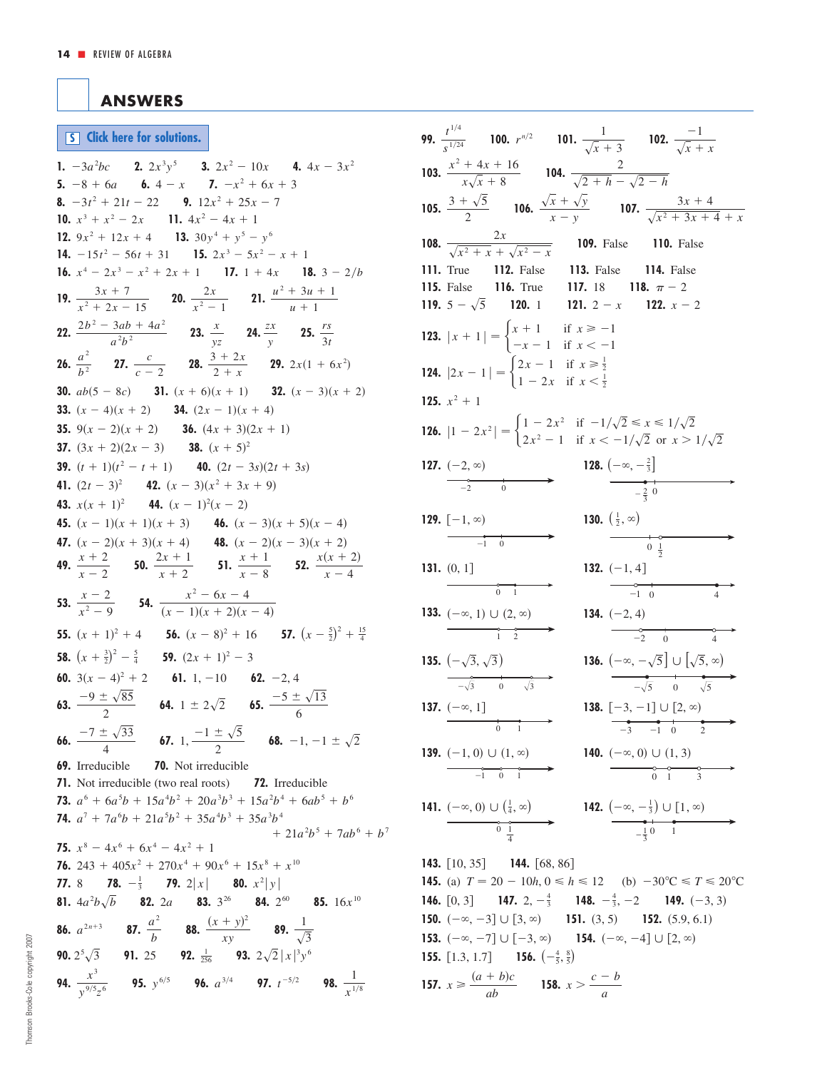## ANSWERS

**S** Click here for solutions.

**1.** $-3a^2bc$ **2.** $2x^3y^5$ **3.** $2x^2 - 10x$ **4.** $4x - 3x^2$
**5.** $-8 + 6a$ **6.** $4 - x$ **7.** $-x^2 + 6x + 3$
**8.** $-3t^2 + 21t - 22$ **9.** $12x^2 + 25x - 7$
**10.** $x^3 + x^2 - 2x$ **11.** $4x^2 - 4x + 1$
**12.** $9x^2 + 12x + 4$ **13.** $30y^4 + y^5 - y^6$
**14.** $-15t^2 - 56t + 31$ **15.** $2x^3 - 5x^2 - x + 1$
**16.** $x^4 - 2x^3 - x^2 + 2x + 1$ **17.** $1 + 4x$ **18.** $3 - 2/b$
**19.** $\dfrac{3x + 7}{x^2 + 2x - 15}$ **20.** $\dfrac{2x}{x^2 - 1}$ **21.** $\dfrac{u^2 + 3u + 1}{u + 1}$
**22.** $\dfrac{2b^2 - 3ab + 4a^2}{a^2b^2}$ **23.** $\dfrac{x}{yz}$ **24.** $\dfrac{zx}{y}$ **25.** $\dfrac{rs}{3t}$
**26.** $\dfrac{a^2}{b^2}$ **27.** $\dfrac{c}{c - 2}$ **28.** $\dfrac{3 + 2x}{2 + x}$ **29.** $2x(1 + 6x^2)$
**30.** $ab(5 - 8c)$ **31.** $(x + 6)(x + 1)$ **32.** $(x - 3)(x + 2)$
**33.** $(x - 4)(x + 2)$ **34.** $(2x - 1)(x + 4)$
**35.** $9(x - 2)(x + 2)$ **36.** $(4x + 3)(2x + 1)$
**37.** $(3x + 2)(2x - 3)$ **38.** $(x + 5)^2$
**39.** $(t + 1)(t^2 - t + 1)$ **40.** $(2t - 3s)(2t + 3s)$
**41.** $(2t - 3)^2$ **42.** $(x - 3)(x^2 + 3x + 9)$
**43.** $x(x + 1)^2$ **44.** $(x - 1)^2(x - 2)$
**45.** $(x - 1)(x + 1)(x + 3)$ **46.** $(x - 3)(x + 5)(x - 4)$
**47.** $(x - 2)(x + 3)(x + 4)$ **48.** $(x - 2)(x - 3)(x + 2)$
**49.** $\dfrac{x + 2}{x - 2}$ **50.** $\dfrac{2x + 1}{x + 2}$ **51.** $\dfrac{x + 1}{x - 8}$ **52.** $\dfrac{x(x + 2)}{x - 4}$
**53.** $\dfrac{x - 2}{x^2 - 9}$ **54.** $\dfrac{x^2 - 6x - 4}{(x - 1)(x + 2)(x - 4)}$
**55.** $(x + 1)^2 + 4$ **56.** $(x - 8)^2 + 16$ **57.** $\left(x - \frac{5}{2}\right)^2 + \frac{15}{4}$
**58.** $\left(x + \frac{3}{2}\right)^2 - \frac{5}{4}$ **59.** $(2x + 1)^2 - 3$
**60.** $3(x - 4)^2 + 2$ **61.** $1, -10$ **62.** $-2, 4$
**63.** $\dfrac{-9 \pm \sqrt{85}}{2}$ **64.** $1 \pm 2\sqrt{2}$ **65.** $\dfrac{-5 \pm \sqrt{13}}{6}$
**66.** $\dfrac{-7 \pm \sqrt{33}}{4}$ **67.** $1, \dfrac{-1 \pm \sqrt{5}}{2}$ **68.** $-1, -1 \pm \sqrt{2}$
**69.** Irreducible **70.** Not irreducible
**71.** Not irreducible (two real roots) **72.** Irreducible
**73.** $a^6 + 6a^5b + 15a^4b^2 + 20a^3b^3 + 15a^2b^4 + 6ab^5 + b^6$
**74.** $a^7 + 7a^6b + 21a^5b^2 + 35a^4b^3 + 35a^3b^4 + 21a^2b^5 + 7ab^6 + b^7$
**75.** $x^8 - 4x^6 + 6x^4 - 4x^2 + 1$
**76.** $243 + 405x^2 + 270x^4 + 90x^6 + 15x^8 + x^{10}$
**77.** 8 **78.** $-\frac{1}{3}$ **79.** $2|x|$ **80.** $x^2|y|$
**81.** $4a^2b\sqrt{b}$ **82.** $2a$ **83.** $3^{26}$ **84.** $2^{60}$ **85.** $16x^{10}$
**86.** $a^{2n+3}$ **87.** $\dfrac{a^2}{b}$ **88.** $\dfrac{(x + y)^2}{xy}$ **89.** $\dfrac{1}{\sqrt{3}}$
**90.** $2^5\sqrt{3}$ **91.** 25 **92.** $\frac{1}{256}$ **93.** $2\sqrt{2}|x|^3y^6$
**94.** $\dfrac{x^3}{y^{9/5}z^6}$ **95.** $y^{6/5}$ **96.** $a^{3/4}$ **97.** $t^{-5/2}$ **98.** $\dfrac{1}{x^{1/8}}$

**99.** $\dfrac{t^{1/4}}{s^{1/24}}$ **100.** $r^{n/2}$ **101.** $\dfrac{1}{\sqrt{x} + 3}$ **102.** $\dfrac{-1}{\sqrt{x} + x}$
**103.** $\dfrac{x^2 + 4x + 16}{x\sqrt{x} + 8}$ **104.** $\dfrac{2}{\sqrt{2 + h} - \sqrt{2 - h}}$
**105.** $\dfrac{3 + \sqrt{5}}{2}$ **106.** $\dfrac{\sqrt{x} + \sqrt{y}}{x - y}$ **107.** $\dfrac{3x + 4}{\sqrt{x^2 + 3x + 4} + x}$
**108.** $\dfrac{2x}{\sqrt{x^2 + x} + \sqrt{x^2 - x}}$ **109.** False **110.** False
**111.** True **112.** False **113.** False **114.** False
**115.** False **116.** True **117.** 18 **118.** $\pi - 2$
**119.** $5 - \sqrt{5}$ **120.** 1 **121.** $2 - x$ **122.** $x - 2$
**123.** $|x + 1| = \begin{cases} x + 1 & \text{if } x \geqslant -1 \\ -x - 1 & \text{if } x < -1 \end{cases}$
**124.** $|2x - 1| = \begin{cases} 2x - 1 & \text{if } x \geqslant \frac{1}{2} \\ 1 - 2x & \text{if } x < \frac{1}{2} \end{cases}$
**125.** $x^2 + 1$
**126.** $|1 - 2x^2| = \begin{cases} 1 - 2x^2 & \text{if } -1/\sqrt{2} \leqslant x \leqslant 1/\sqrt{2} \\ 2x^2 - 1 & \text{if } x < -1/\sqrt{2} \text{ or } x > 1/\sqrt{2} \end{cases}$
**127.** $(-2, \infty)$ **128.** $\left(-\infty, -\frac{2}{3}\right]$
**129.** $[-1, \infty)$ **130.** $\left(\frac{1}{2}, \infty\right)$
**131.** $(0, 1]$ **132.** $(-1, 4]$
**133.** $(-\infty, 1) \cup (2, \infty)$ **134.** $(-2, 4)$
**135.** $\left(-\sqrt{3}, \sqrt{3}\right)$ **136.** $\left(-\infty, -\sqrt{5}\right] \cup \left[\sqrt{5}, \infty\right)$
**137.** $(-\infty, 1]$ **138.** $[-3, -1] \cup [2, \infty)$
**139.** $(-1, 0) \cup (1, \infty)$ **140.** $(-\infty, 0) \cup (1, 3)$
**141.** $(-\infty, 0) \cup \left(\frac{1}{4}, \infty\right)$ **142.** $\left(-\infty, -\frac{1}{3}\right) \cup [1, \infty)$
**143.** $[10, 35]$ **144.** $[68, 86]$
**145.** (a) $T = 20 - 10h, 0 \leqslant h \leqslant 12$ (b) $-30°\text{C} \leqslant T \leqslant 20°\text{C}$
**146.** $[0, 3]$ **147.** $2, -\frac{4}{3}$ **148.** $-\frac{4}{3}, -2$ **149.** $(-3, 3)$
**150.** $(-\infty, -3] \cup [3, \infty)$ **151.** $(3, 5)$ **152.** $(5.9, 6.1)$
**153.** $(-\infty, -7] \cup [-3, \infty)$ **154.** $(-\infty, -4] \cup [2, \infty)$
**155.** $[1.3, 1.7]$ **156.** $\left(-\frac{4}{5}, \frac{8}{5}\right)$
**157.** $x \geqslant \dfrac{(a + b)c}{ab}$ **158.** $x > \dfrac{c - b}{a}$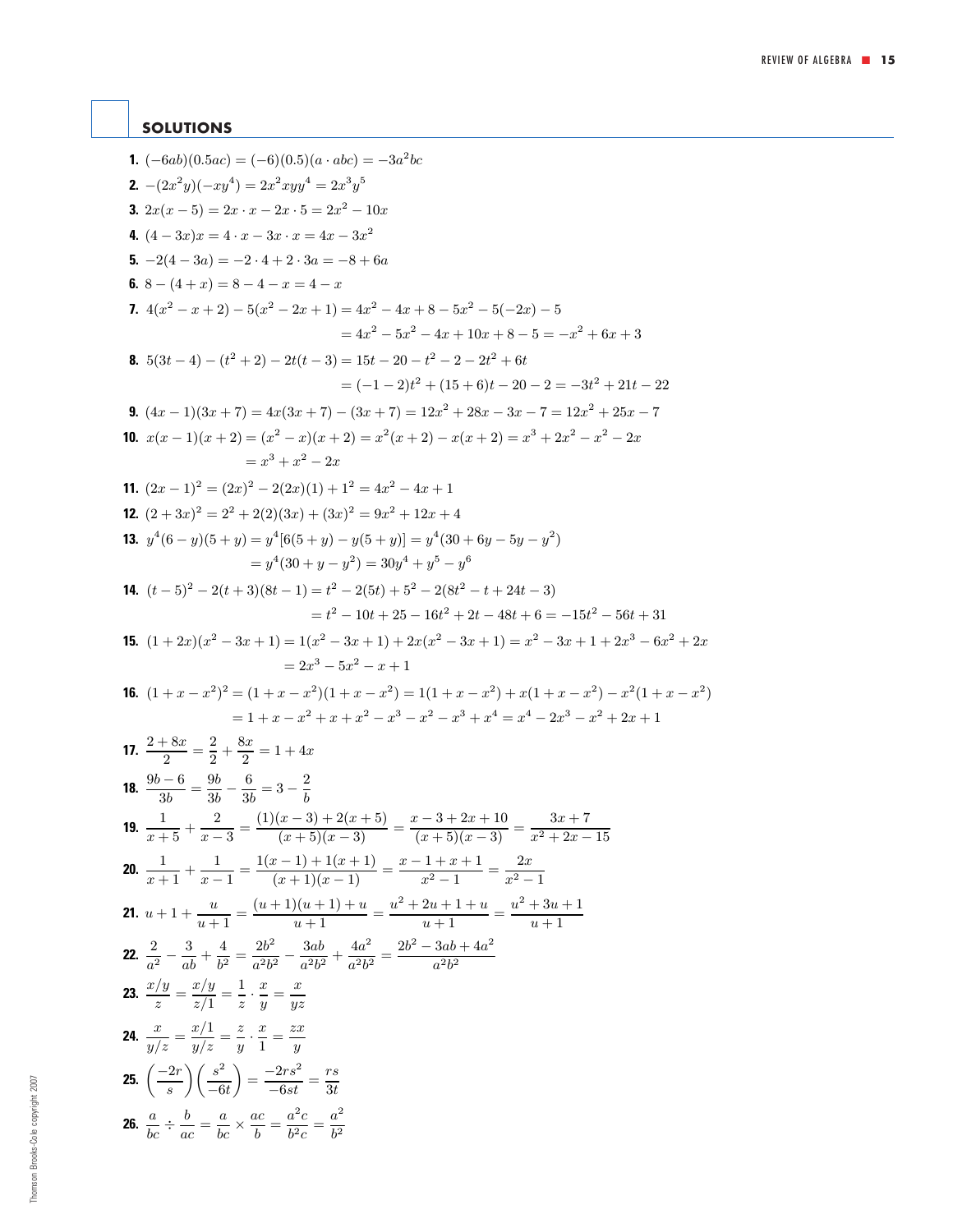## SOLUTIONS

**1.** $(-6ab)(0.5ac) = (-6)(0.5)(a \cdot abc) = -3a^2bc$

**2.** $-(2x^2y)(-xy^4) = 2x^2xyy^4 = 2x^3y^5$

**3.** $2x(x-5) = 2x \cdot x - 2x \cdot 5 = 2x^2 - 10x$

**4.** $(4-3x)x = 4 \cdot x - 3x \cdot x = 4x - 3x^2$

**5.** $-2(4-3a) = -2 \cdot 4 + 2 \cdot 3a = -8 + 6a$

**6.** $8 - (4+x) = 8 - 4 - x = 4 - x$

**7.** 
$$\begin{aligned} 4(x^2 - x + 2) - 5(x^2 - 2x + 1) &= 4x^2 - 4x + 8 - 5x^2 - 5(-2x) - 5 \\ &= 4x^2 - 5x^2 - 4x + 10x + 8 - 5 = -x^2 + 6x + 3 \end{aligned}$$

**8.** 
$$\begin{aligned} 5(3t-4) - (t^2+2) - 2t(t-3) &= 15t - 20 - t^2 - 2 - 2t^2 + 6t \\ &= (-1-2)t^2 + (15+6)t - 20 - 2 = -3t^2 + 21t - 22 \end{aligned}$$

**9.** $(4x-1)(3x+7) = 4x(3x+7) - (3x+7) = 12x^2 + 28x - 3x - 7 = 12x^2 + 25x - 7$

**10.** 
$$\begin{aligned} x(x-1)(x+2) &= (x^2 - x)(x+2) = x^2(x+2) - x(x+2) = x^3 + 2x^2 - x^2 - 2x \\ &= x^3 + x^2 - 2x \end{aligned}$$

**11.** $(2x-1)^2 = (2x)^2 - 2(2x)(1) + 1^2 = 4x^2 - 4x + 1$

**12.** $(2+3x)^2 = 2^2 + 2(2)(3x) + (3x)^2 = 9x^2 + 12x + 4$

**13.** 
$$\begin{aligned} y^4(6-y)(5+y) &= y^4[6(5+y) - y(5+y)] = y^4(30 + 6y - 5y - y^2) \\ &= y^4(30 + y - y^2) = 30y^4 + y^5 - y^6 \end{aligned}$$

**14.** 
$$\begin{aligned} (t-5)^2 - 2(t+3)(8t-1) &= t^2 - 2(5t) + 5^2 - 2(8t^2 - t + 24t - 3) \\ &= t^2 - 10t + 25 - 16t^2 + 2t - 48t + 6 = -15t^2 - 56t + 31 \end{aligned}$$

**15.** 
$$\begin{aligned} (1+2x)(x^2 - 3x + 1) &= 1(x^2 - 3x + 1) + 2x(x^2 - 3x + 1) = x^2 - 3x + 1 + 2x^3 - 6x^2 + 2x \\ &= 2x^3 - 5x^2 - x + 1 \end{aligned}$$

**16.** 
$$\begin{aligned} (1 + x - x^2)^2 &= (1 + x - x^2)(1 + x - x^2) = 1(1 + x - x^2) + x(1 + x - x^2) - x^2(1 + x - x^2) \\ &= 1 + x - x^2 + x + x^2 - x^3 - x^2 - x^3 + x^4 = x^4 - 2x^3 - x^2 + 2x + 1 \end{aligned}$$

**17.** $\dfrac{2+8x}{2} = \dfrac{2}{2} + \dfrac{8x}{2} = 1 + 4x$

**18.** $\dfrac{9b-6}{3b} = \dfrac{9b}{3b} - \dfrac{6}{3b} = 3 - \dfrac{2}{b}$

**19.** $\dfrac{1}{x+5} + \dfrac{2}{x-3} = \dfrac{(1)(x-3) + 2(x+5)}{(x+5)(x-3)} = \dfrac{x - 3 + 2x + 10}{(x+5)(x-3)} = \dfrac{3x+7}{x^2 + 2x - 15}$

**20.** $\dfrac{1}{x+1} + \dfrac{1}{x-1} = \dfrac{1(x-1) + 1(x+1)}{(x+1)(x-1)} = \dfrac{x - 1 + x + 1}{x^2 - 1} = \dfrac{2x}{x^2 - 1}$

**21.** $u + 1 + \dfrac{u}{u+1} = \dfrac{(u+1)(u+1) + u}{u+1} = \dfrac{u^2 + 2u + 1 + u}{u+1} = \dfrac{u^2 + 3u + 1}{u+1}$

**22.** $\dfrac{2}{a^2} - \dfrac{3}{ab} + \dfrac{4}{b^2} = \dfrac{2b^2}{a^2b^2} - \dfrac{3ab}{a^2b^2} + \dfrac{4a^2}{a^2b^2} = \dfrac{2b^2 - 3ab + 4a^2}{a^2b^2}$

**23.** $\dfrac{x/y}{z} = \dfrac{x/y}{z/1} = \dfrac{1}{z} \cdot \dfrac{x}{y} = \dfrac{x}{yz}$

**24.** $\dfrac{x}{y/z} = \dfrac{x/1}{y/z} = \dfrac{z}{y} \cdot \dfrac{x}{1} = \dfrac{zx}{y}$

**25.** $\left(\dfrac{-2r}{s}\right)\left(\dfrac{s^2}{-6t}\right) = \dfrac{-2rs^2}{-6st} = \dfrac{rs}{3t}$

**26.** $\dfrac{a}{bc} \div \dfrac{b}{ac} = \dfrac{a}{bc} \times \dfrac{ac}{b} = \dfrac{a^2c}{b^2c} = \dfrac{a^2}{b^2}$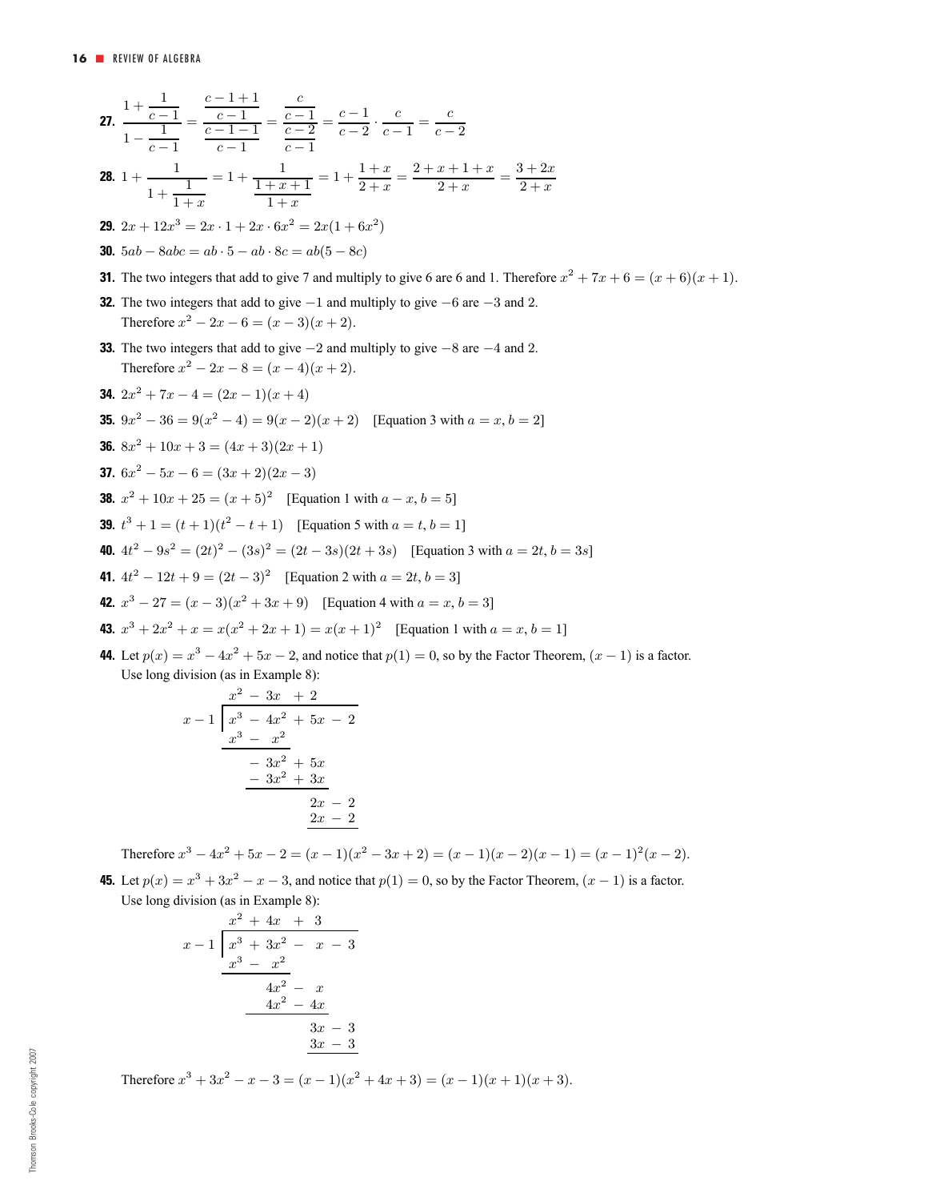**27.** $\dfrac{1+\dfrac{1}{c-1}}{1-\dfrac{1}{c-1}} = \dfrac{\dfrac{c-1+1}{c-1}}{\dfrac{c-1-1}{c-1}} = \dfrac{\dfrac{c}{c-1}}{\dfrac{c-2}{c-1}} = \dfrac{c-1}{c-2} \cdot \dfrac{c}{c-1} = \dfrac{c}{c-2}$

**28.** $1 + \dfrac{1}{1+\dfrac{1}{1+x}} = 1 + \dfrac{1}{\dfrac{1+x+1}{1+x}} = 1 + \dfrac{1+x}{2+x} = \dfrac{2+x+1+x}{2+x} = \dfrac{3+2x}{2+x}$

**29.** $2x + 12x^3 = 2x \cdot 1 + 2x \cdot 6x^2 = 2x(1 + 6x^2)$

**30.** $5ab - 8abc = ab \cdot 5 - ab \cdot 8c = ab(5 - 8c)$

**31.** The two integers that add to give 7 and multiply to give 6 are 6 and 1. Therefore $x^2 + 7x + 6 = (x+6)(x+1)$.

**32.** The two integers that add to give $-1$ and multiply to give $-6$ are $-3$ and 2. Therefore $x^2 - 2x - 6 = (x-3)(x+2)$.

**33.** The two integers that add to give $-2$ and multiply to give $-8$ are $-4$ and 2. Therefore $x^2 - 2x - 8 = (x-4)(x+2)$.

**34.** $2x^2 + 7x - 4 = (2x-1)(x+4)$

**35.** $9x^2 - 36 = 9(x^2 - 4) = 9(x-2)(x+2)$ [Equation 3 with $a = x, b = 2$]

**36.** $8x^2 + 10x + 3 = (4x+3)(2x+1)$

**37.** $6x^2 - 5x - 6 = (3x+2)(2x-3)$

**38.** $x^2 + 10x + 25 = (x+5)^2$ [Equation 1 with $a - x, b = 5$]

**39.** $t^3 + 1 = (t+1)(t^2 - t + 1)$ [Equation 5 with $a = t, b = 1$]

**40.** $4t^2 - 9s^2 = (2t)^2 - (3s)^2 = (2t - 3s)(2t + 3s)$ [Equation 3 with $a = 2t, b = 3s$]

**41.** $4t^2 - 12t + 9 = (2t-3)^2$ [Equation 2 with $a = 2t, b = 3$]

**42.** $x^3 - 27 = (x-3)(x^2 + 3x + 9)$ [Equation 4 with $a = x, b = 3$]

**43.** $x^3 + 2x^2 + x = x(x^2 + 2x + 1) = x(x+1)^2$ [Equation 1 with $a = x, b = 1$]

**44.** Let $p(x) = x^3 - 4x^2 + 5x - 2$, and notice that $p(1) = 0$, so by the Factor Theorem, $(x - 1)$ is a factor. Use long division (as in Example 8):

$$
\begin{array}{r|l}
 & x^2 - 3x + 2 \\
\hline
x - 1 & x^3 - 4x^2 + 5x - 2 \\
 & \underline{x^3 - x^2} \\
 & \quad -3x^2 + 5x \\
 & \quad \underline{-3x^2 + 3x} \\
 & \qquad\qquad 2x - 2 \\
 & \qquad\qquad \underline{2x - 2}
\end{array}
$$

Therefore $x^3 - 4x^2 + 5x - 2 = (x-1)(x^2 - 3x + 2) = (x-1)(x-2)(x-1) = (x-1)^2(x-2)$.

**45.** Let $p(x) = x^3 + 3x^2 - x - 3$, and notice that $p(1) = 0$, so by the Factor Theorem, $(x - 1)$ is a factor. Use long division (as in Example 8):

$$
\begin{array}{r|l}
 & x^2 + 4x + 3 \\
\hline
x - 1 & x^3 + 3x^2 - x - 3 \\
 & \underline{x^3 - x^2} \\
 & \quad 4x^2 - x \\
 & \quad \underline{4x^2 - 4x} \\
 & \qquad\quad 3x - 3 \\
 & \qquad\quad \underline{3x - 3}
\end{array}
$$

Therefore $x^3 + 3x^2 - x - 3 = (x-1)(x^2 + 4x + 3) = (x-1)(x+1)(x+3)$.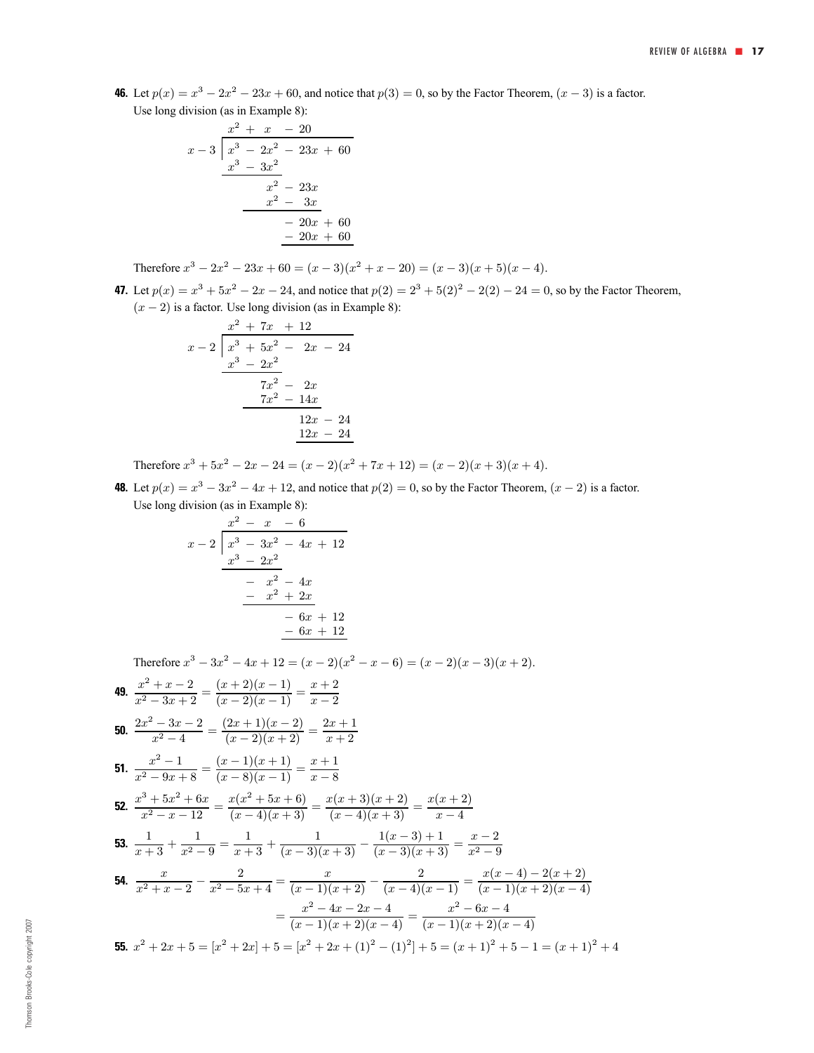**46.** Let $p(x) = x^3 - 2x^2 - 23x + 60$, and notice that $p(3) = 0$, so by the Factor Theorem, $(x - 3)$ is a factor. Use long division (as in Example 8):

$$
\begin{array}{r|l}
 & x^2 + x - 20 \\
\hline
x - 3 & x^3 - 2x^2 - 23x + 60 \\
 & \underline{x^3 - 3x^2} \\
 & \quad\quad x^2 - 23x \\
 & \quad\quad \underline{x^2 - 3x} \\
 & \quad\quad\quad - 20x + 60 \\
 & \quad\quad\quad \underline{- 20x + 60}
\end{array}
$$

Therefore $x^3 - 2x^2 - 23x + 60 = (x - 3)(x^2 + x - 20) = (x - 3)(x + 5)(x - 4)$.

**47.** Let $p(x) = x^3 + 5x^2 - 2x - 24$, and notice that $p(2) = 2^3 + 5(2)^2 - 2(2) - 24 = 0$, so by the Factor Theorem, $(x - 2)$ is a factor. Use long division (as in Example 8):

$$
\begin{array}{r|l}
 & x^2 + 7x + 12 \\
\hline
x - 2 & x^3 + 5x^2 - 2x - 24 \\
 & \underline{x^3 - 2x^2} \\
 & \quad\quad 7x^2 - 2x \\
 & \quad\quad \underline{7x^2 - 14x} \\
 & \quad\quad\quad 12x - 24 \\
 & \quad\quad\quad \underline{12x - 24}
\end{array}
$$

Therefore $x^3 + 5x^2 - 2x - 24 = (x - 2)(x^2 + 7x + 12) = (x - 2)(x + 3)(x + 4)$.

**48.** Let $p(x) = x^3 - 3x^2 - 4x + 12$, and notice that $p(2) = 0$, so by the Factor Theorem, $(x - 2)$ is a factor. Use long division (as in Example 8):

$$
\begin{array}{r|l}
 & x^2 - x - 6 \\
\hline
x - 2 & x^3 - 3x^2 - 4x + 12 \\
 & \underline{x^3 - 2x^2} \\
 & \quad\quad - x^2 - 4x \\
 & \quad\quad \underline{- x^2 + 2x} \\
 & \quad\quad\quad - 6x + 12 \\
 & \quad\quad\quad \underline{- 6x + 12}
\end{array}
$$

Therefore $x^3 - 3x^2 - 4x + 12 = (x - 2)(x^2 - x - 6) = (x - 2)(x - 3)(x + 2)$.

**49.** $\dfrac{x^2 + x - 2}{x^2 - 3x + 2} = \dfrac{(x + 2)(x - 1)}{(x - 2)(x - 1)} = \dfrac{x + 2}{x - 2}$

**50.** $\dfrac{2x^2 - 3x - 2}{x^2 - 4} = \dfrac{(2x + 1)(x - 2)}{(x - 2)(x + 2)} = \dfrac{2x + 1}{x + 2}$

**51.** $\dfrac{x^2 - 1}{x^2 - 9x + 8} = \dfrac{(x - 1)(x + 1)}{(x - 8)(x - 1)} = \dfrac{x + 1}{x - 8}$

**52.** $\dfrac{x^3 + 5x^2 + 6x}{x^2 - x - 12} = \dfrac{x(x^2 + 5x + 6)}{(x - 4)(x + 3)} = \dfrac{x(x + 3)(x + 2)}{(x - 4)(x + 3)} = \dfrac{x(x + 2)}{x - 4}$

**53.** $\dfrac{1}{x + 3} + \dfrac{1}{x^2 - 9} = \dfrac{1}{x + 3} + \dfrac{1}{(x - 3)(x + 3)} - \dfrac{1(x - 3) + 1}{(x - 3)(x + 3)} = \dfrac{x - 2}{x^2 - 9}$

**54.** $\dfrac{x}{x^2 + x - 2} - \dfrac{2}{x^2 - 5x + 4} = \dfrac{x}{(x - 1)(x + 2)} - \dfrac{2}{(x - 4)(x - 1)} = \dfrac{x(x - 4) - 2(x + 2)}{(x - 1)(x + 2)(x - 4)}$

$$= \frac{x^2 - 4x - 2x - 4}{(x - 1)(x + 2)(x - 4)} = \frac{x^2 - 6x - 4}{(x - 1)(x + 2)(x - 4)}$$

**55.** $x^2 + 2x + 5 = [x^2 + 2x] + 5 = [x^2 + 2x + (1)^2 - (1)^2] + 5 = (x + 1)^2 + 5 - 1 = (x + 1)^2 + 4$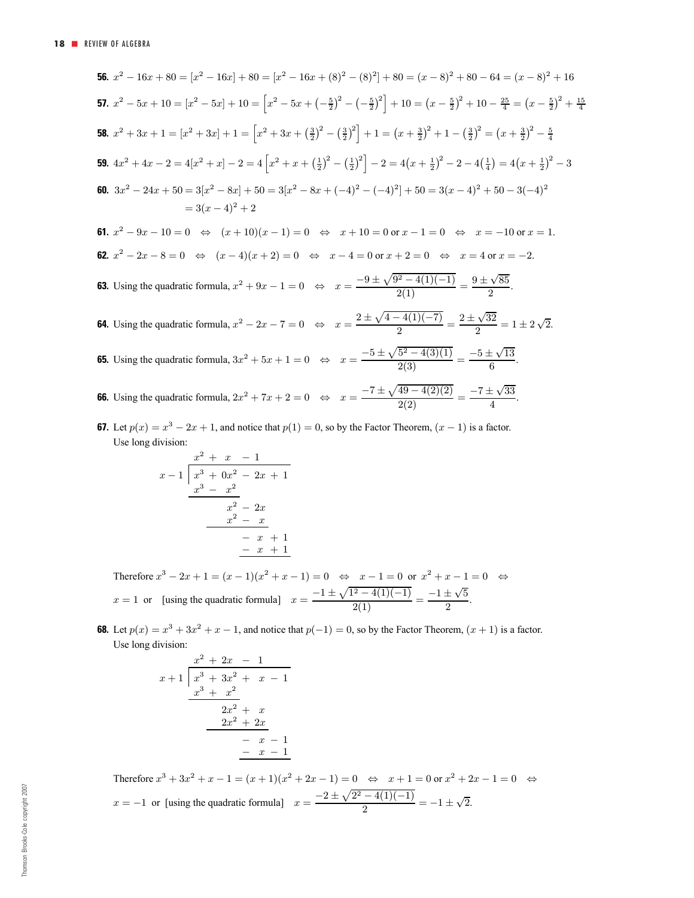**56.** $x^2 - 16x + 80 = [x^2 - 16x] + 80 = [x^2 - 16x + (8)^2 - (8)^2] + 80 = (x-8)^2 + 80 - 64 = (x-8)^2 + 16$

**57.** $x^2 - 5x + 10 = [x^2 - 5x] + 10 = \left[x^2 - 5x + \left(-\frac{5}{2}\right)^2 - \left(-\frac{5}{2}\right)^2\right] + 10 = \left(x - \frac{5}{2}\right)^2 + 10 - \frac{25}{4} = \left(x - \frac{5}{2}\right)^2 + \frac{15}{4}$

**58.** $x^2 + 3x + 1 = [x^2 + 3x] + 1 = \left[x^2 + 3x + \left(\frac{3}{2}\right)^2 - \left(\frac{3}{2}\right)^2\right] + 1 = \left(x + \frac{3}{2}\right)^2 + 1 - \left(\frac{3}{2}\right)^2 = \left(x + \frac{3}{2}\right)^2 - \frac{5}{4}$

**59.** $4x^2 + 4x - 2 = 4[x^2 + x] - 2 = 4\left[x^2 + x + \left(\frac{1}{2}\right)^2 - \left(\frac{1}{2}\right)^2\right] - 2 = 4\left(x + \frac{1}{2}\right)^2 - 2 - 4\left(\frac{1}{4}\right) = 4\left(x + \frac{1}{2}\right)^2 - 3$

**60.** $3x^2 - 24x + 50 = 3[x^2 - 8x] + 50 = 3[x^2 - 8x + (-4)^2 - (-4)^2] + 50 = 3(x-4)^2 + 50 - 3(-4)^2$
$= 3(x-4)^2 + 2$

**61.** $x^2 - 9x - 10 = 0 \quad \Leftrightarrow \quad (x+10)(x-1) = 0 \quad \Leftrightarrow \quad x + 10 = 0$ or $x - 1 = 0 \quad \Leftrightarrow \quad x = -10$ or $x = 1$.

**62.** $x^2 - 2x - 8 = 0 \quad \Leftrightarrow \quad (x-4)(x+2) = 0 \quad \Leftrightarrow \quad x - 4 = 0$ or $x + 2 = 0 \quad \Leftrightarrow \quad x = 4$ or $x = -2$.

**63.** Using the quadratic formula, $x^2 + 9x - 1 = 0 \quad \Leftrightarrow \quad x = \dfrac{-9 \pm \sqrt{9^2 - 4(1)(-1)}}{2(1)} = \dfrac{9 \pm \sqrt{85}}{2}$.

**64.** Using the quadratic formula, $x^2 - 2x - 7 = 0 \quad \Leftrightarrow \quad x = \dfrac{2 \pm \sqrt{4 - 4(1)(-7)}}{2} = \dfrac{2 \pm \sqrt{32}}{2} = 1 \pm 2\sqrt{2}$.

**65.** Using the quadratic formula, $3x^2 + 5x + 1 = 0 \quad \Leftrightarrow \quad x = \dfrac{-5 \pm \sqrt{5^2 - 4(3)(1)}}{2(3)} = \dfrac{-5 \pm \sqrt{13}}{6}$.

**66.** Using the quadratic formula, $2x^2 + 7x + 2 = 0 \quad \Leftrightarrow \quad x = \dfrac{-7 \pm \sqrt{49 - 4(2)(2)}}{2(2)} = \dfrac{-7 \pm \sqrt{33}}{4}$.

**67.** Let $p(x) = x^3 - 2x + 1$, and notice that $p(1) = 0$, so by the Factor Theorem, $(x - 1)$ is a factor.
Use long division:

$$
\begin{array}{r|l}
 & x^2 + x - 1 \\
\hline
x - 1 & x^3 + 0x^2 - 2x + 1 \\
 & \underline{x^3 - x^2} \\
 & \quad\; x^2 - 2x \\
 & \quad\; \underline{x^2 - x} \\
 & \qquad\; -x + 1 \\
 & \qquad\; \underline{-x + 1}
\end{array}
$$

Therefore $x^3 - 2x + 1 = (x-1)(x^2 + x - 1) = 0 \quad \Leftrightarrow \quad x - 1 = 0$ or $x^2 + x - 1 = 0 \quad \Leftrightarrow$
$x = 1$ or [using the quadratic formula] $x = \dfrac{-1 \pm \sqrt{1^2 - 4(1)(-1)}}{2(1)} = \dfrac{-1 \pm \sqrt{5}}{2}$.

**68.** Let $p(x) = x^3 + 3x^2 + x - 1$, and notice that $p(-1) = 0$, so by the Factor Theorem, $(x + 1)$ is a factor.
Use long division:

$$
\begin{array}{r|l}
 & x^2 + 2x - 1 \\
\hline
x + 1 & x^3 + 3x^2 + x - 1 \\
 & \underline{x^3 + x^2} \\
 & \quad\; 2x^2 + x \\
 & \quad\; \underline{2x^2 + 2x} \\
 & \qquad\; -x - 1 \\
 & \qquad\; \underline{-x - 1}
\end{array}
$$

Therefore $x^3 + 3x^2 + x - 1 = (x+1)(x^2 + 2x - 1) = 0 \quad \Leftrightarrow \quad x + 1 = 0$ or $x^2 + 2x - 1 = 0 \quad \Leftrightarrow$
$x = -1$ or [using the quadratic formula] $x = \dfrac{-2 \pm \sqrt{2^2 - 4(1)(-1)}}{2} = -1 \pm \sqrt{2}$.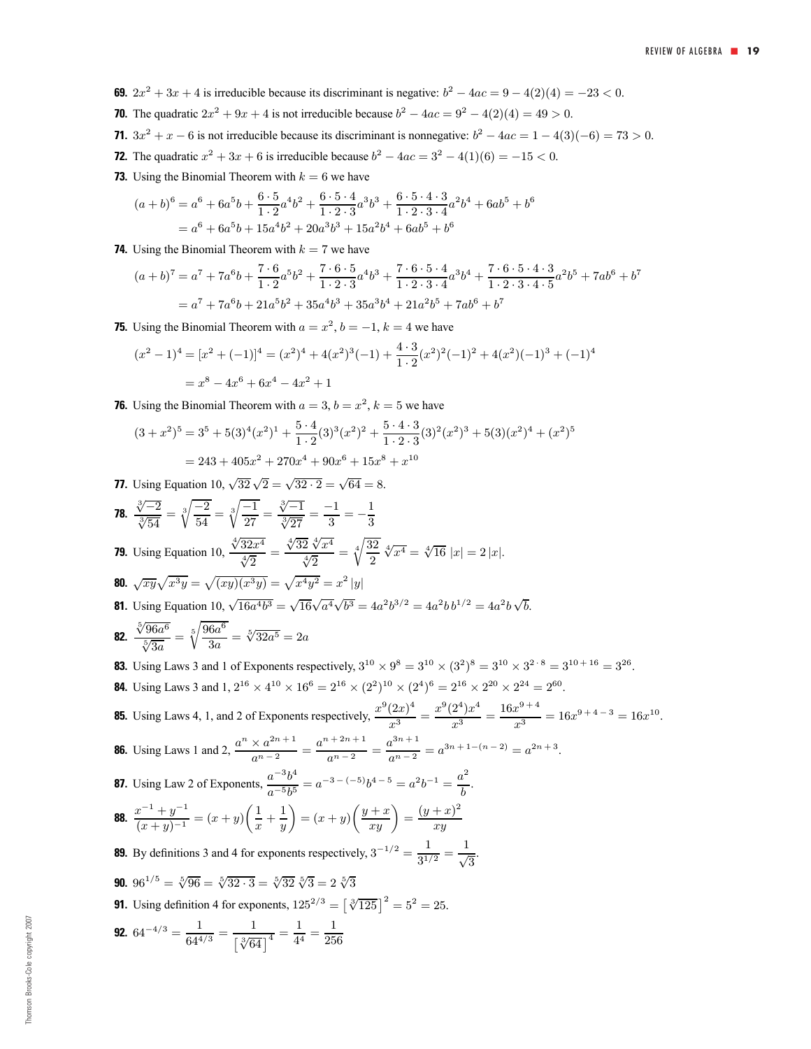**69.** $2x^2 + 3x + 4$ is irreducible because its discriminant is negative: $b^2 - 4ac = 9 - 4(2)(4) = -23 < 0$.

**70.** The quadratic $2x^2 + 9x + 4$ is not irreducible because $b^2 - 4ac = 9^2 - 4(2)(4) = 49 > 0$.

**71.** $3x^2 + x - 6$ is not irreducible because its discriminant is nonnegative: $b^2 - 4ac = 1 - 4(3)(-6) = 73 > 0$.

**72.** The quadratic $x^2 + 3x + 6$ is irreducible because $b^2 - 4ac = 3^2 - 4(1)(6) = -15 < 0$.

**73.** Using the Binomial Theorem with $k = 6$ we have

$$\begin{aligned}(a+b)^6 &= a^6 + 6a^5b + \frac{6 \cdot 5}{1 \cdot 2}a^4b^2 + \frac{6 \cdot 5 \cdot 4}{1 \cdot 2 \cdot 3}a^3b^3 + \frac{6 \cdot 5 \cdot 4 \cdot 3}{1 \cdot 2 \cdot 3 \cdot 4}a^2b^4 + 6ab^5 + b^6 \\ &= a^6 + 6a^5b + 15a^4b^2 + 20a^3b^3 + 15a^2b^4 + 6ab^5 + b^6\end{aligned}$$

**74.** Using the Binomial Theorem with $k = 7$ we have

$$\begin{aligned}(a+b)^7 &= a^7 + 7a^6b + \frac{7 \cdot 6}{1 \cdot 2}a^5b^2 + \frac{7 \cdot 6 \cdot 5}{1 \cdot 2 \cdot 3}a^4b^3 + \frac{7 \cdot 6 \cdot 5 \cdot 4}{1 \cdot 2 \cdot 3 \cdot 4}a^3b^4 + \frac{7 \cdot 6 \cdot 5 \cdot 4 \cdot 3}{1 \cdot 2 \cdot 3 \cdot 4 \cdot 5}a^2b^5 + 7ab^6 + b^7 \\ &= a^7 + 7a^6b + 21a^5b^2 + 35a^4b^3 + 35a^3b^4 + 21a^2b^5 + 7ab^6 + b^7\end{aligned}$$

**75.** Using the Binomial Theorem with $a = x^2$, $b = -1$, $k = 4$ we have

$$\begin{aligned}(x^2 - 1)^4 = [x^2 + (-1)]^4 &= (x^2)^4 + 4(x^2)^3(-1) + \frac{4 \cdot 3}{1 \cdot 2}(x^2)^2(-1)^2 + 4(x^2)(-1)^3 + (-1)^4 \\ &= x^8 - 4x^6 + 6x^4 - 4x^2 + 1\end{aligned}$$

**76.** Using the Binomial Theorem with $a = 3$, $b = x^2$, $k = 5$ we have

$$\begin{aligned}(3 + x^2)^5 &= 3^5 + 5(3)^4(x^2)^1 + \frac{5 \cdot 4}{1 \cdot 2}(3)^3(x^2)^2 + \frac{5 \cdot 4 \cdot 3}{1 \cdot 2 \cdot 3}(3)^2(x^2)^3 + 5(3)(x^2)^4 + (x^2)^5 \\ &= 243 + 405x^2 + 270x^4 + 90x^6 + 15x^8 + x^{10}\end{aligned}$$

**77.** Using Equation 10, $\sqrt{32}\,\sqrt{2} = \sqrt{32 \cdot 2} = \sqrt{64} = 8$.

**78.** $\dfrac{\sqrt[3]{-2}}{\sqrt[3]{54}} = \sqrt[3]{\dfrac{-2}{54}} = \sqrt[3]{\dfrac{-1}{27}} = \dfrac{\sqrt[3]{-1}}{\sqrt[3]{27}} = \dfrac{-1}{3} = -\dfrac{1}{3}$

**79.** Using Equation 10, $\dfrac{\sqrt[4]{32x^4}}{\sqrt[4]{2}} = \dfrac{\sqrt[4]{32}\,\sqrt[4]{x^4}}{\sqrt[4]{2}} = \sqrt[4]{\dfrac{32}{2}}\,\sqrt[4]{x^4} = \sqrt[4]{16}\,|x| = 2\,|x|$.

**80.** $\sqrt{xy}\sqrt{x^3y} = \sqrt{(xy)(x^3y)} = \sqrt{x^4y^2} = x^2\,|y|$

**81.** Using Equation 10, $\sqrt{16a^4b^3} = \sqrt{16}\sqrt{a^4}\sqrt{b^3} = 4a^2b^{3/2} = 4a^2b\,b^{1/2} = 4a^2b\,\sqrt{b}$.

**82.** $\dfrac{\sqrt[5]{96a^6}}{\sqrt[5]{3a}} = \sqrt[5]{\dfrac{96a^6}{3a}} = \sqrt[5]{32a^5} = 2a$

**83.** Using Laws 3 and 1 of Exponents respectively, $3^{10} \times 9^8 = 3^{10} \times (3^2)^8 = 3^{10} \times 3^{2 \cdot 8} = 3^{10 + 16} = 3^{26}$.

**84.** Using Laws 3 and 1, $2^{16} \times 4^{10} \times 16^6 = 2^{16} \times (2^2)^{10} \times (2^4)^6 = 2^{16} \times 2^{20} \times 2^{24} = 2^{60}$.

**85.** Using Laws 4, 1, and 2 of Exponents respectively, $\dfrac{x^9(2x)^4}{x^3} = \dfrac{x^9(2^4)x^4}{x^3} = \dfrac{16x^{9+4}}{x^3} = 16x^{9+4-3} = 16x^{10}$.

**86.** Using Laws 1 and 2, $\dfrac{a^n \times a^{2n+1}}{a^{n-2}} = \dfrac{a^{n+2n+1}}{a^{n-2}} = \dfrac{a^{3n+1}}{a^{n-2}} = a^{3n+1-(n-2)} = a^{2n+3}$.

**87.** Using Law 2 of Exponents, $\dfrac{a^{-3}b^4}{a^{-5}b^5} = a^{-3-(-5)}b^{4-5} = a^2b^{-1} = \dfrac{a^2}{b}$.

**88.** $\dfrac{x^{-1} + y^{-1}}{(x+y)^{-1}} = (x+y)\left(\dfrac{1}{x} + \dfrac{1}{y}\right) = (x+y)\left(\dfrac{y+x}{xy}\right) = \dfrac{(y+x)^2}{xy}$

**89.** By definitions 3 and 4 for exponents respectively, $3^{-1/2} = \dfrac{1}{3^{1/2}} = \dfrac{1}{\sqrt{3}}$.

**90.** $96^{1/5} = \sqrt[5]{96} = \sqrt[5]{32 \cdot 3} = \sqrt[5]{32}\,\sqrt[5]{3} = 2\,\sqrt[5]{3}$

**91.** Using definition 4 for exponents, $125^{2/3} = \left[\sqrt[3]{125}\right]^2 = 5^2 = 25$.

**92.** $64^{-4/3} = \dfrac{1}{64^{4/3}} = \dfrac{1}{\left[\sqrt[3]{64}\right]^4} = \dfrac{1}{4^4} = \dfrac{1}{256}$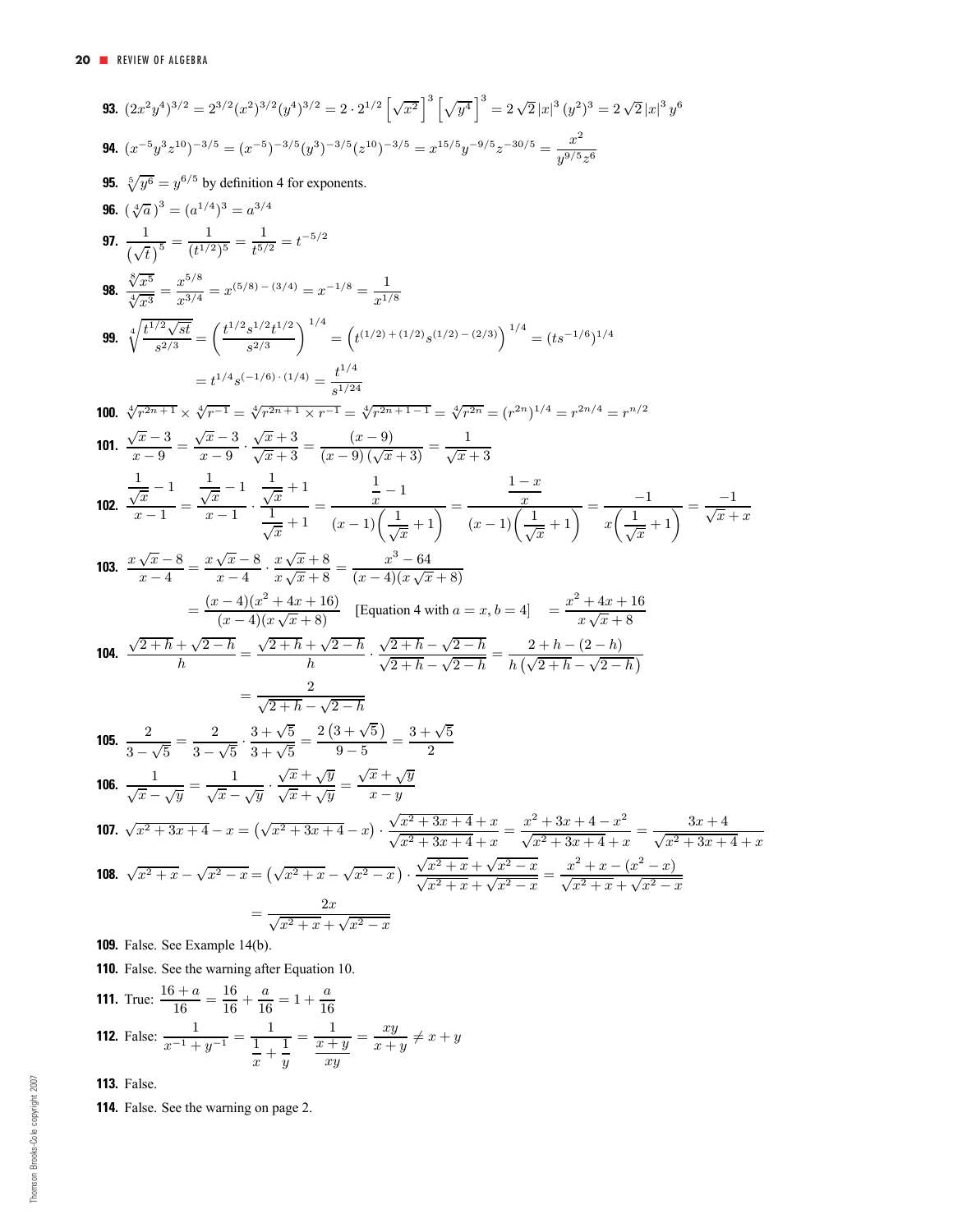**93.** $(2x^2y^4)^{3/2} = 2^{3/2}(x^2)^{3/2}(y^4)^{3/2} = 2 \cdot 2^{1/2}\left[\sqrt{x^2}\right]^3\left[\sqrt{y^4}\right]^3 = 2\sqrt{2}\,|x|^3\,(y^2)^3 = 2\sqrt{2}\,|x|^3\,y^6$

**94.** $(x^{-5}y^3z^{10})^{-3/5} = (x^{-5})^{-3/5}(y^3)^{-3/5}(z^{10})^{-3/5} = x^{15/5}y^{-9/5}z^{-30/5} = \dfrac{x^2}{y^{9/5}z^6}$

**95.** $\sqrt[5]{y^6} = y^{6/5}$ by definition 4 for exponents.

**96.** $\left(\sqrt[4]{a}\right)^3 = (a^{1/4})^3 = a^{3/4}$

**97.** $\dfrac{1}{\left(\sqrt{t}\right)^5} = \dfrac{1}{(t^{1/2})^5} = \dfrac{1}{t^{5/2}} = t^{-5/2}$

**98.** $\dfrac{\sqrt[8]{x^5}}{\sqrt[4]{x^3}} = \dfrac{x^{5/8}}{x^{3/4}} = x^{(5/8)-(3/4)} = x^{-1/8} = \dfrac{1}{x^{1/8}}$

**99.** $\sqrt[4]{\dfrac{t^{1/2}\sqrt{st}}{s^{2/3}}} = \left(\dfrac{t^{1/2}s^{1/2}t^{1/2}}{s^{2/3}}\right)^{1/4} = \left(t^{(1/2)+(1/2)}s^{(1/2)-(2/3)}\right)^{1/4} = (ts^{-1/6})^{1/4}$

$$= t^{1/4}s^{(-1/6)\cdot(1/4)} = \frac{t^{1/4}}{s^{1/24}}$$

**100.** $\sqrt[4]{r^{2n+1}} \times \sqrt[4]{r^{-1}} = \sqrt[4]{r^{2n+1} \times r^{-1}} = \sqrt[4]{r^{2n+1-1}} = \sqrt[4]{r^{2n}} = (r^{2n})^{1/4} = r^{2n/4} = r^{n/2}$

**101.** $\dfrac{\sqrt{x}-3}{x-9} = \dfrac{\sqrt{x}-3}{x-9} \cdot \dfrac{\sqrt{x}+3}{\sqrt{x}+3} = \dfrac{(x-9)}{(x-9)\left(\sqrt{x}+3\right)} = \dfrac{1}{\sqrt{x}+3}$

**102.** $\dfrac{\dfrac{1}{\sqrt{x}}-1}{x-1} = \dfrac{\dfrac{1}{\sqrt{x}}-1}{x-1} \cdot \dfrac{\dfrac{1}{\sqrt{x}}+1}{\dfrac{1}{\sqrt{x}}+1} = \dfrac{\dfrac{1}{x}-1}{(x-1)\left(\dfrac{1}{\sqrt{x}}+1\right)} = \dfrac{\dfrac{1-x}{x}}{(x-1)\left(\dfrac{1}{\sqrt{x}}+1\right)} = \dfrac{-1}{x\left(\dfrac{1}{\sqrt{x}}+1\right)} = \dfrac{-1}{\sqrt{x}+x}$

**103.** $\dfrac{x\sqrt{x}-8}{x-4} = \dfrac{x\sqrt{x}-8}{x-4} \cdot \dfrac{x\sqrt{x}+8}{x\sqrt{x}+8} = \dfrac{x^3-64}{(x-4)(x\sqrt{x}+8)}$

$$= \frac{(x-4)(x^2+4x+16)}{(x-4)(x\sqrt{x}+8)} \quad \text{[Equation 4 with } a = x,\ b = 4\text{]} \quad = \frac{x^2+4x+16}{x\sqrt{x}+8}$$

**104.** $\dfrac{\sqrt{2+h}+\sqrt{2-h}}{h} = \dfrac{\sqrt{2+h}+\sqrt{2-h}}{h} \cdot \dfrac{\sqrt{2+h}-\sqrt{2-h}}{\sqrt{2+h}-\sqrt{2-h}} = \dfrac{2+h-(2-h)}{h\left(\sqrt{2+h}-\sqrt{2-h}\right)}$

$$= \frac{2}{\sqrt{2+h}-\sqrt{2-h}}$$

**105.** $\dfrac{2}{3-\sqrt{5}} = \dfrac{2}{3-\sqrt{5}} \cdot \dfrac{3+\sqrt{5}}{3+\sqrt{5}} = \dfrac{2\left(3+\sqrt{5}\right)}{9-5} = \dfrac{3+\sqrt{5}}{2}$

**106.** $\dfrac{1}{\sqrt{x}-\sqrt{y}} = \dfrac{1}{\sqrt{x}-\sqrt{y}} \cdot \dfrac{\sqrt{x}+\sqrt{y}}{\sqrt{x}+\sqrt{y}} = \dfrac{\sqrt{x}+\sqrt{y}}{x-y}$

**107.** $\sqrt{x^2+3x+4}-x = \left(\sqrt{x^2+3x+4}-x\right) \cdot \dfrac{\sqrt{x^2+3x+4}+x}{\sqrt{x^2+3x+4}+x} = \dfrac{x^2+3x+4-x^2}{\sqrt{x^2+3x+4}+x} = \dfrac{3x+4}{\sqrt{x^2+3x+4}+x}$

**108.** $\sqrt{x^2+x}-\sqrt{x^2-x} = \left(\sqrt{x^2+x}-\sqrt{x^2-x}\right) \cdot \dfrac{\sqrt{x^2+x}+\sqrt{x^2-x}}{\sqrt{x^2+x}+\sqrt{x^2-x}} = \dfrac{x^2+x-(x^2-x)}{\sqrt{x^2+x}+\sqrt{x^2-x}}$

$$= \frac{2x}{\sqrt{x^2+x}+\sqrt{x^2-x}}$$

**109.** False. See Example 14(b).

**110.** False. See the warning after Equation 10.

**111.** True: $\dfrac{16+a}{16} = \dfrac{16}{16} + \dfrac{a}{16} = 1 + \dfrac{a}{16}$

**112.** False: $\dfrac{1}{x^{-1}+y^{-1}} = \dfrac{1}{\dfrac{1}{x}+\dfrac{1}{y}} = \dfrac{1}{\dfrac{x+y}{xy}} = \dfrac{xy}{x+y} \neq x+y$

**113.** False.

**114.** False. See the warning on page 2.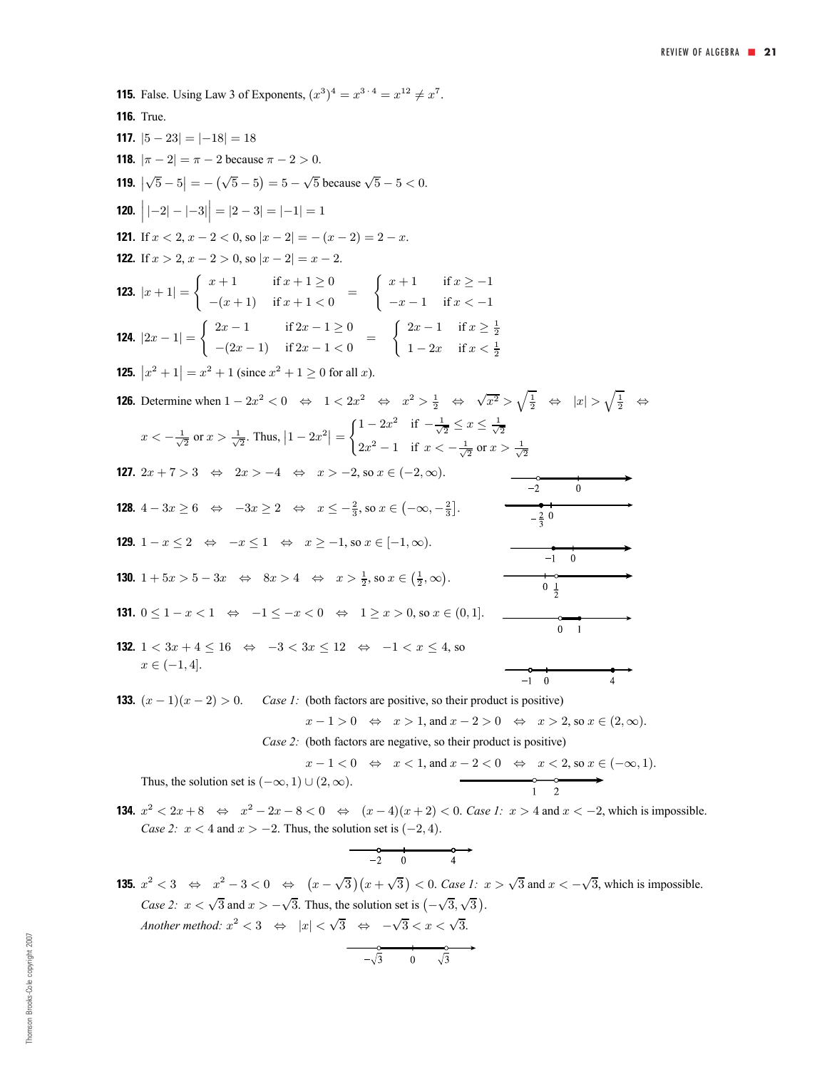**115.** False. Using Law 3 of Exponents, $(x^3)^4 = x^{3 \cdot 4} = x^{12} \neq x^7$.

**116.** True.

**117.** $|5 - 23| = |-18| = 18$

**118.** $|\pi - 2| = \pi - 2$ because $\pi - 2 > 0$.

**119.** $\left|\sqrt{5} - 5\right| = -\left(\sqrt{5} - 5\right) = 5 - \sqrt{5}$ because $\sqrt{5} - 5 < 0$.

**120.** $\left| |-2| - |-3| \right| = |2 - 3| = |-1| = 1$

**121.** If $x < 2$, $x - 2 < 0$, so $|x - 2| = -(x - 2) = 2 - x$.

**122.** If $x > 2$, $x - 2 > 0$, so $|x - 2| = x - 2$.

**123.** $|x + 1| = \begin{cases} x + 1 & \text{if } x + 1 \geq 0 \\ -(x + 1) & \text{if } x + 1 < 0 \end{cases} = \begin{cases} x + 1 & \text{if } x \geq -1 \\ -x - 1 & \text{if } x < -1 \end{cases}$

**124.** $|2x - 1| = \begin{cases} 2x - 1 & \text{if } 2x - 1 \geq 0 \\ -(2x - 1) & \text{if } 2x - 1 < 0 \end{cases} = \begin{cases} 2x - 1 & \text{if } x \geq \frac{1}{2} \\ 1 - 2x & \text{if } x < \frac{1}{2} \end{cases}$

**125.** $\left|x^2 + 1\right| = x^2 + 1$ (since $x^2 + 1 \geq 0$ for all $x$).

**126.** Determine when $1 - 2x^2 < 0 \quad \Leftrightarrow \quad 1 < 2x^2 \quad \Leftrightarrow \quad x^2 > \frac{1}{2} \quad \Leftrightarrow \quad \sqrt{x^2} > \sqrt{\frac{1}{2}} \quad \Leftrightarrow \quad |x| > \sqrt{\frac{1}{2}} \quad \Leftrightarrow$ $x < -\frac{1}{\sqrt{2}}$ or $x > \frac{1}{\sqrt{2}}$. Thus, $\left|1 - 2x^2\right| = \begin{cases} 1 - 2x^2 & \text{if } -\frac{1}{\sqrt{2}} \leq x \leq \frac{1}{\sqrt{2}} \\ 2x^2 - 1 & \text{if } x < -\frac{1}{\sqrt{2}} \text{ or } x > \frac{1}{\sqrt{2}} \end{cases}$

**127.** $2x + 7 > 3 \quad \Leftrightarrow \quad 2x > -4 \quad \Leftrightarrow \quad x > -2$, so $x \in (-2, \infty)$.

**128.** $4 - 3x \geq 6 \quad \Leftrightarrow \quad -3x \geq 2 \quad \Leftrightarrow \quad x \leq -\frac{2}{3}$, so $x \in \left(-\infty, -\frac{2}{3}\right]$.

**129.** $1 - x \leq 2 \quad \Leftrightarrow \quad -x \leq 1 \quad \Leftrightarrow \quad x \geq -1$, so $x \in [-1, \infty)$.

**130.** $1 + 5x > 5 - 3x \quad \Leftrightarrow \quad 8x > 4 \quad \Leftrightarrow \quad x > \frac{1}{2}$, so $x \in \left(\frac{1}{2}, \infty\right)$.

**131.** $0 \leq 1 - x < 1 \quad \Leftrightarrow \quad -1 \leq -x < 0 \quad \Leftrightarrow \quad 1 \geq x > 0$, so $x \in (0, 1]$.

**132.** $1 < 3x + 4 \leq 16 \quad \Leftrightarrow \quad -3 < 3x \leq 12 \quad \Leftrightarrow \quad -1 < x \leq 4$, so $x \in (-1, 4]$.

**133.** $(x - 1)(x - 2) > 0$. *Case 1:* (both factors are positive, so their product is positive)

$x - 1 > 0 \quad \Leftrightarrow \quad x > 1$, and $x - 2 > 0 \quad \Leftrightarrow \quad x > 2$, so $x \in (2, \infty)$.

*Case 2:* (both factors are negative, so their product is positive)

$x - 1 < 0 \quad \Leftrightarrow \quad x < 1$, and $x - 2 < 0 \quad \Leftrightarrow \quad x < 2$, so $x \in (-\infty, 1)$.

Thus, the solution set is $(-\infty, 1) \cup (2, \infty)$.

**134.** $x^2 < 2x + 8 \quad \Leftrightarrow \quad x^2 - 2x - 8 < 0 \quad \Leftrightarrow \quad (x - 4)(x + 2) < 0$. *Case 1:* $x > 4$ and $x < -2$, which is impossible. *Case 2:* $x < 4$ and $x > -2$. Thus, the solution set is $(-2, 4)$.

**135.** $x^2 < 3 \quad \Leftrightarrow \quad x^2 - 3 < 0 \quad \Leftrightarrow \quad \left(x - \sqrt{3}\right)\left(x + \sqrt{3}\right) < 0$. *Case 1:* $x > \sqrt{3}$ and $x < -\sqrt{3}$, which is impossible. *Case 2:* $x < \sqrt{3}$ and $x > -\sqrt{3}$. Thus, the solution set is $\left(-\sqrt{3}, \sqrt{3}\right)$.

*Another method:* $x^2 < 3 \quad \Leftrightarrow \quad |x| < \sqrt{3} \quad \Leftrightarrow \quad -\sqrt{3} < x < \sqrt{3}$.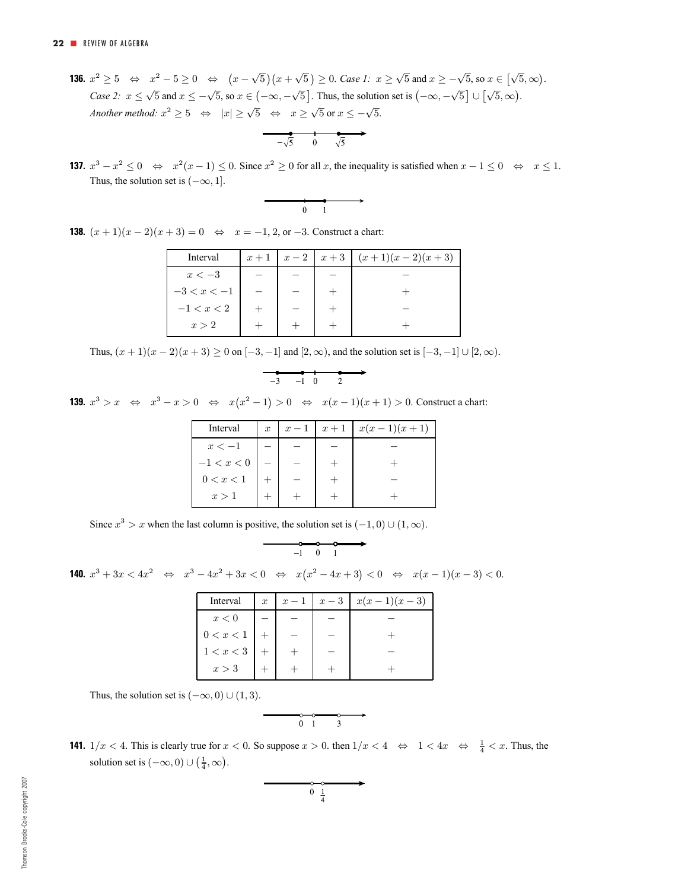**136.** $x^2 \geq 5 \quad \Leftrightarrow \quad x^2 - 5 \geq 0 \quad \Leftrightarrow \quad \left(x - \sqrt{5}\right)\left(x + \sqrt{5}\right) \geq 0$. *Case 1:* $x \geq \sqrt{5}$ and $x \geq -\sqrt{5}$, so $x \in \left[\sqrt{5}, \infty\right)$. *Case 2:* $x \leq \sqrt{5}$ and $x \leq -\sqrt{5}$, so $x \in \left(-\infty, -\sqrt{5}\right]$. Thus, the solution set is $\left(-\infty, -\sqrt{5}\right] \cup \left[\sqrt{5}, \infty\right)$.
*Another method:* $x^2 \geq 5 \quad \Leftrightarrow \quad |x| \geq \sqrt{5} \quad \Leftrightarrow \quad x \geq \sqrt{5}$ or $x \leq -\sqrt{5}$.

**137.** $x^3 - x^2 \leq 0 \quad \Leftrightarrow \quad x^2(x-1) \leq 0$. Since $x^2 \geq 0$ for all $x$, the inequality is satisfied when $x - 1 \leq 0 \quad \Leftrightarrow \quad x \leq 1$. Thus, the solution set is $(-\infty, 1]$.

**138.** $(x+1)(x-2)(x+3) = 0 \quad \Leftrightarrow \quad x = -1, 2,$ or $-3$. Construct a chart:

| Interval | $x+1$ | $x-2$ | $x+3$ | $(x+1)(x-2)(x+3)$ |
|---|---|---|---|---|
| $x < -3$ | $-$ | $-$ | $-$ | $-$ |
| $-3 < x < -1$ | $-$ | $-$ | $+$ | $+$ |
| $-1 < x < 2$ | $+$ | $-$ | $+$ | $-$ |
| $x > 2$ | $+$ | $+$ | $+$ | $+$ |

Thus, $(x+1)(x-2)(x+3) \geq 0$ on $[-3, -1]$ and $[2, \infty)$, and the solution set is $[-3, -1] \cup [2, \infty)$.

**139.** $x^3 > x \quad \Leftrightarrow \quad x^3 - x > 0 \quad \Leftrightarrow \quad x\left(x^2 - 1\right) > 0 \quad \Leftrightarrow \quad x(x-1)(x+1) > 0$. Construct a chart:

| Interval | $x$ | $x-1$ | $x+1$ | $x(x-1)(x+1)$ |
|---|---|---|---|---|
| $x < -1$ | $-$ | $-$ | $-$ | $-$ |
| $-1 < x < 0$ | $-$ | $-$ | $+$ | $+$ |
| $0 < x < 1$ | $+$ | $-$ | $+$ | $-$ |
| $x > 1$ | $+$ | $+$ | $+$ | $+$ |

Since $x^3 > x$ when the last column is positive, the solution set is $(-1, 0) \cup (1, \infty)$.

**140.** $x^3 + 3x < 4x^2 \quad \Leftrightarrow \quad x^3 - 4x^2 + 3x < 0 \quad \Leftrightarrow \quad x\left(x^2 - 4x + 3\right) < 0 \quad \Leftrightarrow \quad x(x-1)(x-3) < 0$.

| Interval | $x$ | $x-1$ | $x-3$ | $x(x-1)(x-3)$ |
|---|---|---|---|---|
| $x < 0$ | $-$ | $-$ | $-$ | $-$ |
| $0 < x < 1$ | $+$ | $-$ | $-$ | $+$ |
| $1 < x < 3$ | $+$ | $+$ | $-$ | $-$ |
| $x > 3$ | $+$ | $+$ | $+$ | $+$ |

Thus, the solution set is $(-\infty, 0) \cup (1, 3)$.

**141.** $1/x < 4$. This is clearly true for $x < 0$. So suppose $x > 0$. then $1/x < 4 \quad \Leftrightarrow \quad 1 < 4x \quad \Leftrightarrow \quad \frac{1}{4} < x$. Thus, the solution set is $(-\infty, 0) \cup \left(\frac{1}{4}, \infty\right)$.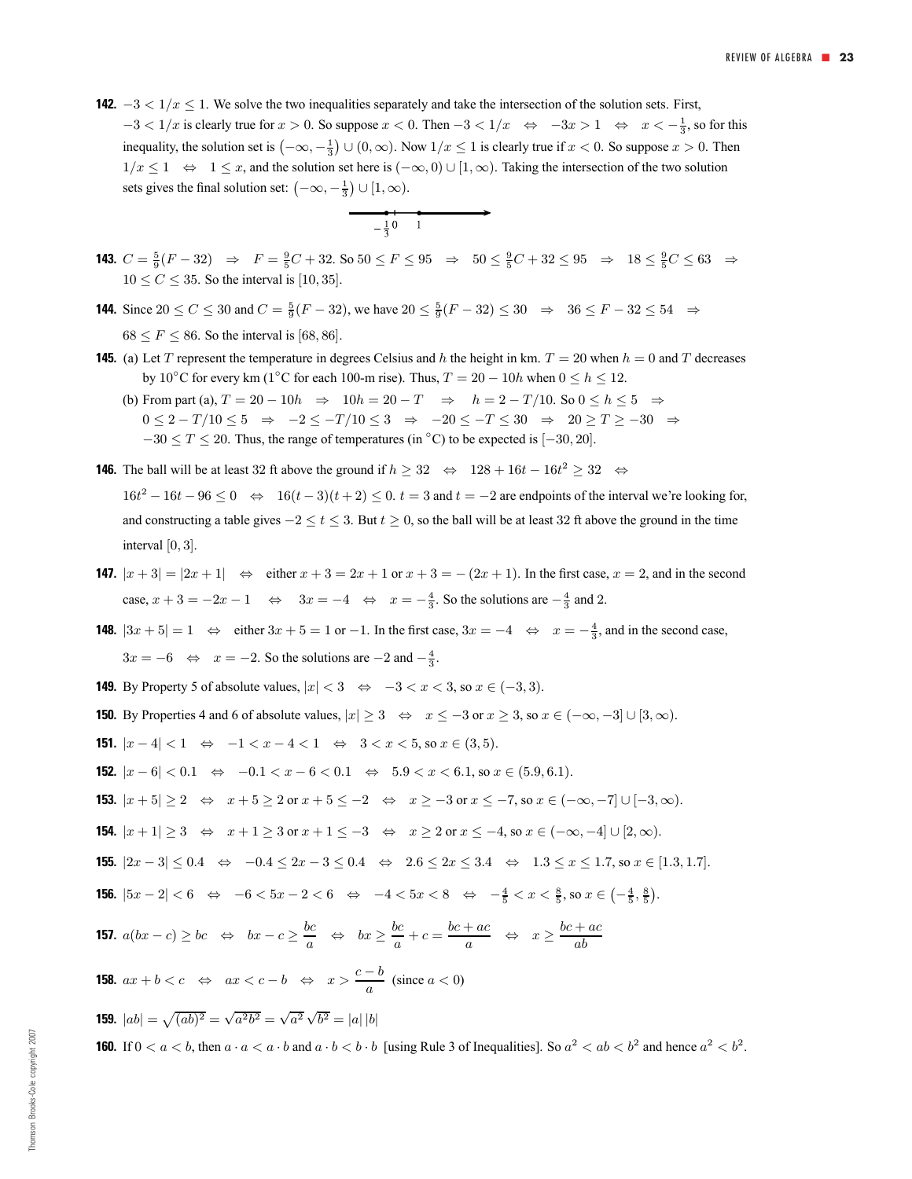**142.** $-3 < 1/x \leq 1$. We solve the two inequalities separately and take the intersection of the solution sets. First, $-3 < 1/x$ is clearly true for $x > 0$. So suppose $x < 0$. Then $-3 < 1/x \quad \Leftrightarrow \quad -3x > 1 \quad \Leftrightarrow \quad x < -\frac{1}{3}$, so for this inequality, the solution set is $\left(-\infty, -\frac{1}{3}\right) \cup (0, \infty)$. Now $1/x \leq 1$ is clearly true if $x < 0$. So suppose $x > 0$. Then $1/x \leq 1 \quad \Leftrightarrow \quad 1 \leq x$, and the solution set here is $(-\infty, 0) \cup [1, \infty)$. Taking the intersection of the two solution sets gives the final solution set: $\left(-\infty, -\frac{1}{3}\right) \cup [1, \infty)$.

$-\frac{1}{3}$ 0 1

**143.** $C = \frac{5}{9}(F - 32) \quad \Rightarrow \quad F = \frac{9}{5}C + 32$. So $50 \leq F \leq 95 \quad \Rightarrow \quad 50 \leq \frac{9}{5}C + 32 \leq 95 \quad \Rightarrow \quad 18 \leq \frac{9}{5}C \leq 63 \quad \Rightarrow \quad 10 \leq C \leq 35$. So the interval is $[10, 35]$.

**144.** Since $20 \leq C \leq 30$ and $C = \frac{5}{9}(F - 32)$, we have $20 \leq \frac{5}{9}(F - 32) \leq 30 \quad \Rightarrow \quad 36 \leq F - 32 \leq 54 \quad \Rightarrow \quad 68 \leq F \leq 86$. So the interval is $[68, 86]$.

**145.** (a) Let $T$ represent the temperature in degrees Celsius and $h$ the height in km. $T = 20$ when $h = 0$ and $T$ decreases by $10^\circ$C for every km ($1^\circ$C for each 100-m rise). Thus, $T = 20 - 10h$ when $0 \leq h \leq 12$.

(b) From part (a), $T = 20 - 10h \quad \Rightarrow \quad 10h = 20 - T \quad \Rightarrow \quad h = 2 - T/10$. So $0 \leq h \leq 5 \quad \Rightarrow \quad 0 \leq 2 - T/10 \leq 5 \quad \Rightarrow \quad -2 \leq -T/10 \leq 3 \quad \Rightarrow \quad -20 \leq -T \leq 30 \quad \Rightarrow \quad 20 \geq T \geq -30 \quad \Rightarrow \quad -30 \leq T \leq 20$. Thus, the range of temperatures (in $^\circ$C) to be expected is $[-30, 20]$.

**146.** The ball will be at least 32 ft above the ground if $h \geq 32 \quad \Leftrightarrow \quad 128 + 16t - 16t^2 \geq 32 \quad \Leftrightarrow \quad 16t^2 - 16t - 96 \leq 0 \quad \Leftrightarrow \quad 16(t - 3)(t + 2) \leq 0$. $t = 3$ and $t = -2$ are endpoints of the interval we're looking for, and constructing a table gives $-2 \leq t \leq 3$. But $t \geq 0$, so the ball will be at least 32 ft above the ground in the time interval $[0, 3]$.

**147.** $|x + 3| = |2x + 1| \quad \Leftrightarrow \quad$ either $x + 3 = 2x + 1$ or $x + 3 = -(2x + 1)$. In the first case, $x = 2$, and in the second case, $x + 3 = -2x - 1 \quad \Leftrightarrow \quad 3x = -4 \quad \Leftrightarrow \quad x = -\frac{4}{3}$. So the solutions are $-\frac{4}{3}$ and 2.

**148.** $|3x + 5| = 1 \quad \Leftrightarrow \quad$ either $3x + 5 = 1$ or $-1$. In the first case, $3x = -4 \quad \Leftrightarrow \quad x = -\frac{4}{3}$, and in the second case, $3x = -6 \quad \Leftrightarrow \quad x = -2$. So the solutions are $-2$ and $-\frac{4}{3}$.

**149.** By Property 5 of absolute values, $|x| < 3 \quad \Leftrightarrow \quad -3 < x < 3$, so $x \in (-3, 3)$.

**150.** By Properties 4 and 6 of absolute values, $|x| \geq 3 \quad \Leftrightarrow \quad x \leq -3$ or $x \geq 3$, so $x \in (-\infty, -3] \cup [3, \infty)$.

**151.** $|x - 4| < 1 \quad \Leftrightarrow \quad -1 < x - 4 < 1 \quad \Leftrightarrow \quad 3 < x < 5$, so $x \in (3, 5)$.

**152.** $|x - 6| < 0.1 \quad \Leftrightarrow \quad -0.1 < x - 6 < 0.1 \quad \Leftrightarrow \quad 5.9 < x < 6.1$, so $x \in (5.9, 6.1)$.

**153.** $|x + 5| \geq 2 \quad \Leftrightarrow \quad x + 5 \geq 2$ or $x + 5 \leq -2 \quad \Leftrightarrow \quad x \geq -3$ or $x \leq -7$, so $x \in (-\infty, -7] \cup [-3, \infty)$.

**154.** $|x + 1| \geq 3 \quad \Leftrightarrow \quad x + 1 \geq 3$ or $x + 1 \leq -3 \quad \Leftrightarrow \quad x \geq 2$ or $x \leq -4$, so $x \in (-\infty, -4] \cup [2, \infty)$.

**155.** $|2x - 3| \leq 0.4 \quad \Leftrightarrow \quad -0.4 \leq 2x - 3 \leq 0.4 \quad \Leftrightarrow \quad 2.6 \leq 2x \leq 3.4 \quad \Leftrightarrow \quad 1.3 \leq x \leq 1.7$, so $x \in [1.3, 1.7]$.

**156.** $|5x - 2| < 6 \quad \Leftrightarrow \quad -6 < 5x - 2 < 6 \quad \Leftrightarrow \quad -4 < 5x < 8 \quad \Leftrightarrow \quad -\frac{4}{5} < x < \frac{8}{5}$, so $x \in \left(-\frac{4}{5}, \frac{8}{5}\right)$.

**157.** $a(bx - c) \geq bc \quad \Leftrightarrow \quad bx - c \geq \dfrac{bc}{a} \quad \Leftrightarrow \quad bx \geq \dfrac{bc}{a} + c = \dfrac{bc + ac}{a} \quad \Leftrightarrow \quad x \geq \dfrac{bc + ac}{ab}$

**158.** $ax + b < c \quad \Leftrightarrow \quad ax < c - b \quad \Leftrightarrow \quad x > \dfrac{c - b}{a}$ (since $a < 0$)

**159.** $|ab| = \sqrt{(ab)^2} = \sqrt{a^2b^2} = \sqrt{a^2}\,\sqrt{b^2} = |a|\,|b|$

**160.** If $0 < a < b$, then $a \cdot a < a \cdot b$ and $a \cdot b < b \cdot b$ [using Rule 3 of Inequalities]. So $a^2 < ab < b^2$ and hence $a^2 < b^2$.